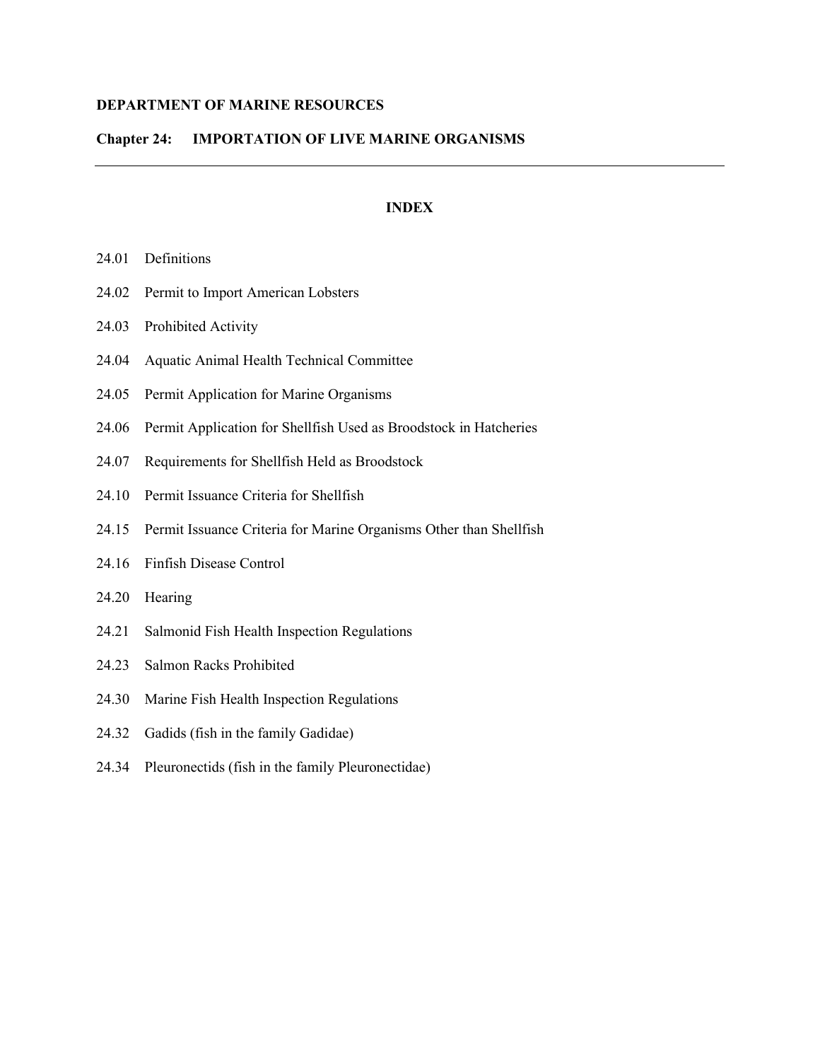**DEPARTMENT OF MARINE RESOURCES**

**Chapter 24: IMPORTATION OF LIVE MARINE ORGANISMS**

---

**INDEX**

24.01 Definitions

24.02 Permit to Import American Lobsters

24.03 Prohibited Activity

24.04 Aquatic Animal Health Technical Committee

24.05 Permit Application for Marine Organisms

24.06 Permit Application for Shellfish Used as Broodstock in Hatcheries

24.07 Requirements for Shellfish Held as Broodstock

24.10 Permit Issuance Criteria for Shellfish

24.15 Permit Issuance Criteria for Marine Organisms Other than Shellfish

24.16 Finfish Disease Control

24.20 Hearing

24.21 Salmonid Fish Health Inspection Regulations

24.23 Salmon Racks Prohibited

24.30 Marine Fish Health Inspection Regulations

24.32 Gadids (fish in the family Gadidae)

24.34 Pleuronectids (fish in the family Pleuronectidae)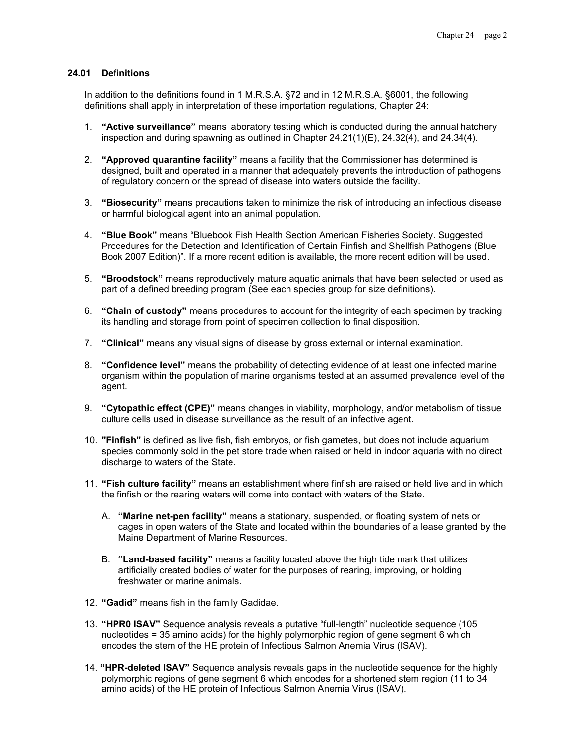### 24.01 Definitions

In addition to the definitions found in 1 M.R.S.A. §72 and in 12 M.R.S.A. §6001, the following definitions shall apply in interpretation of these importation regulations, Chapter 24:

1. **"Active surveillance"** means laboratory testing which is conducted during the annual hatchery inspection and during spawning as outlined in Chapter 24.21(1)(E), 24.32(4), and 24.34(4).

2. **"Approved quarantine facility"** means a facility that the Commissioner has determined is designed, built and operated in a manner that adequately prevents the introduction of pathogens of regulatory concern or the spread of disease into waters outside the facility.

3. **"Biosecurity"** means precautions taken to minimize the risk of introducing an infectious disease or harmful biological agent into an animal population.

4. **"Blue Book"** means "Bluebook Fish Health Section American Fisheries Society. Suggested Procedures for the Detection and Identification of Certain Finfish and Shellfish Pathogens (Blue Book 2007 Edition)". If a more recent edition is available, the more recent edition will be used.

5. **"Broodstock"** means reproductively mature aquatic animals that have been selected or used as part of a defined breeding program (See each species group for size definitions).

6. **"Chain of custody"** means procedures to account for the integrity of each specimen by tracking its handling and storage from point of specimen collection to final disposition.

7. **"Clinical"** means any visual signs of disease by gross external or internal examination.

8. **"Confidence level"** means the probability of detecting evidence of at least one infected marine organism within the population of marine organisms tested at an assumed prevalence level of the agent.

9. **"Cytopathic effect (CPE)"** means changes in viability, morphology, and/or metabolism of tissue culture cells used in disease surveillance as the result of an infective agent.

10. **"Finfish"** is defined as live fish, fish embryos, or fish gametes, but does not include aquarium species commonly sold in the pet store trade when raised or held in indoor aquaria with no direct discharge to waters of the State.

11. **"Fish culture facility"** means an establishment where finfish are raised or held live and in which the finfish or the rearing waters will come into contact with waters of the State.

    A. **"Marine net-pen facility"** means a stationary, suspended, or floating system of nets or cages in open waters of the State and located within the boundaries of a lease granted by the Maine Department of Marine Resources.

    B. **"Land-based facility"** means a facility located above the high tide mark that utilizes artificially created bodies of water for the purposes of rearing, improving, or holding freshwater or marine animals.

12. **"Gadid"** means fish in the family Gadidae.

13. **"HPR0 ISAV"** Sequence analysis reveals a putative "full-length" nucleotide sequence (105 nucleotides = 35 amino acids) for the highly polymorphic region of gene segment 6 which encodes the stem of the HE protein of Infectious Salmon Anemia Virus (ISAV).

14. **"HPR-deleted ISAV"** Sequence analysis reveals gaps in the nucleotide sequence for the highly polymorphic regions of gene segment 6 which encodes for a shortened stem region (11 to 34 amino acids) of the HE protein of Infectious Salmon Anemia Virus (ISAV).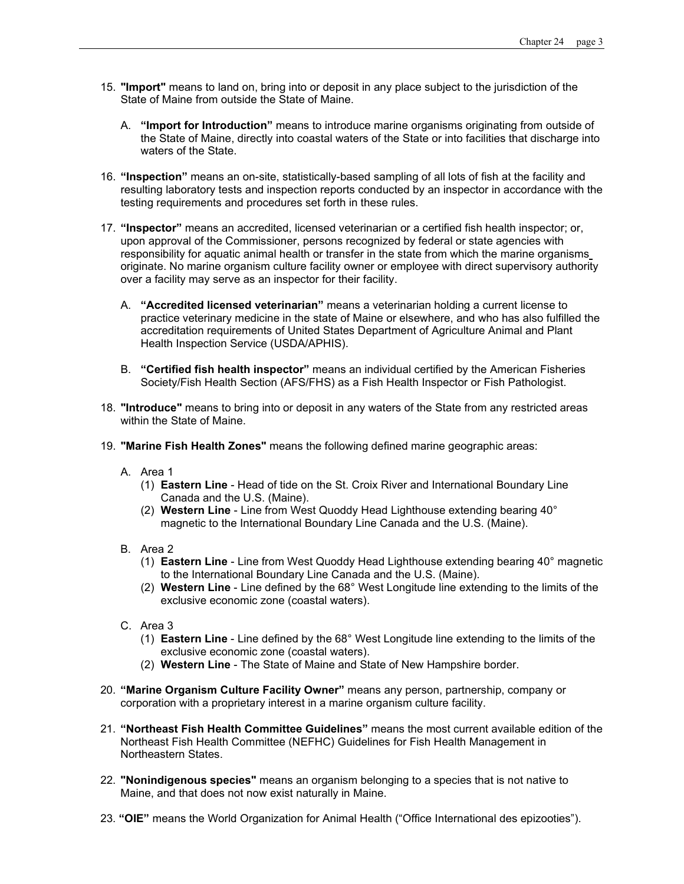15. **"Import"** means to land on, bring into or deposit in any place subject to the jurisdiction of the State of Maine from outside the State of Maine.

    A. **"Import for Introduction"** means to introduce marine organisms originating from outside of the State of Maine, directly into coastal waters of the State or into facilities that discharge into waters of the State.

16. **"Inspection"** means an on-site, statistically-based sampling of all lots of fish at the facility and resulting laboratory tests and inspection reports conducted by an inspector in accordance with the testing requirements and procedures set forth in these rules.

17. **"Inspector"** means an accredited, licensed veterinarian or a certified fish health inspector; or, upon approval of the Commissioner, persons recognized by federal or state agencies with responsibility for aquatic animal health or transfer in the state from which the marine organisms originate. No marine organism culture facility owner or employee with direct supervisory authority over a facility may serve as an inspector for their facility.

    A. **"Accredited licensed veterinarian"** means a veterinarian holding a current license to practice veterinary medicine in the state of Maine or elsewhere, and who has also fulfilled the accreditation requirements of United States Department of Agriculture Animal and Plant Health Inspection Service (USDA/APHIS).

    B. **"Certified fish health inspector"** means an individual certified by the American Fisheries Society/Fish Health Section (AFS/FHS) as a Fish Health Inspector or Fish Pathologist.

18. **"Introduce"** means to bring into or deposit in any waters of the State from any restricted areas within the State of Maine.

19. **"Marine Fish Health Zones"** means the following defined marine geographic areas:

    A. Area 1
       (1) **Eastern Line** - Head of tide on the St. Croix River and International Boundary Line Canada and the U.S. (Maine).
       (2) **Western Line** - Line from West Quoddy Head Lighthouse extending bearing 40° magnetic to the International Boundary Line Canada and the U.S. (Maine).

    B. Area 2
       (1) **Eastern Line** - Line from West Quoddy Head Lighthouse extending bearing 40° magnetic to the International Boundary Line Canada and the U.S. (Maine).
       (2) **Western Line** - Line defined by the 68° West Longitude line extending to the limits of the exclusive economic zone (coastal waters).

    C. Area 3
       (1) **Eastern Line** - Line defined by the 68° West Longitude line extending to the limits of the exclusive economic zone (coastal waters).
       (2) **Western Line** - The State of Maine and State of New Hampshire border.

20. **"Marine Organism Culture Facility Owner"** means any person, partnership, company or corporation with a proprietary interest in a marine organism culture facility.

21. **"Northeast Fish Health Committee Guidelines"** means the most current available edition of the Northeast Fish Health Committee (NEFHC) Guidelines for Fish Health Management in Northeastern States.

22. **"Nonindigenous species"** means an organism belonging to a species that is not native to Maine, and that does not now exist naturally in Maine.

23. **"OIE"** means the World Organization for Animal Health ("Office International des epizooties").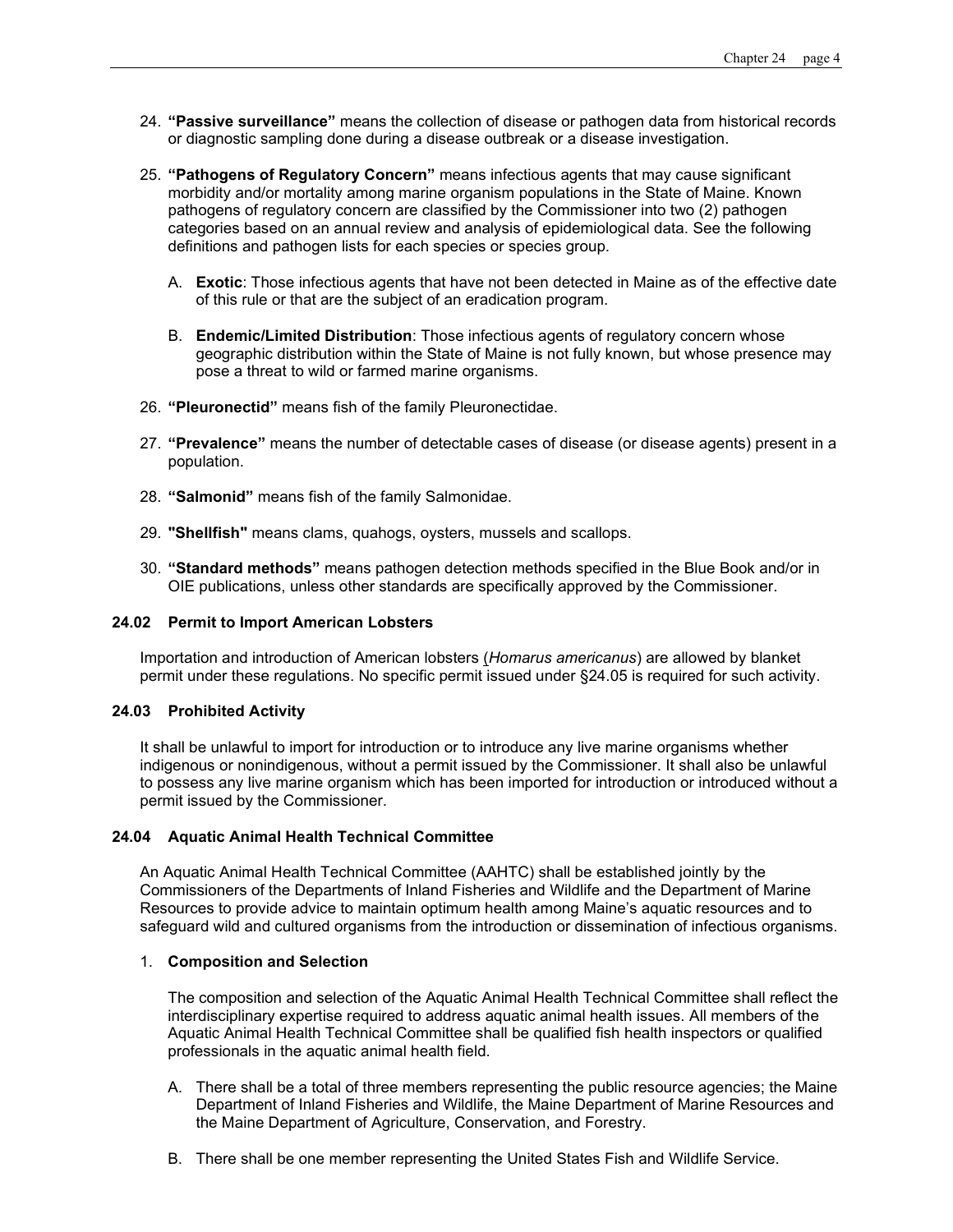24. **"Passive surveillance"** means the collection of disease or pathogen data from historical records or diagnostic sampling done during a disease outbreak or a disease investigation.

25. **"Pathogens of Regulatory Concern"** means infectious agents that may cause significant morbidity and/or mortality among marine organism populations in the State of Maine. Known pathogens of regulatory concern are classified by the Commissioner into two (2) pathogen categories based on an annual review and analysis of epidemiological data. See the following definitions and pathogen lists for each species or species group.

    A. **Exotic**: Those infectious agents that have not been detected in Maine as of the effective date of this rule or that are the subject of an eradication program.

    B. **Endemic/Limited Distribution**: Those infectious agents of regulatory concern whose geographic distribution within the State of Maine is not fully known, but whose presence may pose a threat to wild or farmed marine organisms.

26. **"Pleuronectid"** means fish of the family Pleuronectidae.

27. **"Prevalence"** means the number of detectable cases of disease (or disease agents) present in a population.

28. **"Salmonid"** means fish of the family Salmonidae.

29. **"Shellfish"** means clams, quahogs, oysters, mussels and scallops.

30. **"Standard methods"** means pathogen detection methods specified in the Blue Book and/or in OIE publications, unless other standards are specifically approved by the Commissioner.

### 24.02 Permit to Import American Lobsters

Importation and introduction of American lobsters (*Homarus americanus*) are allowed by blanket permit under these regulations. No specific permit issued under §24.05 is required for such activity.

### 24.03 Prohibited Activity

It shall be unlawful to import for introduction or to introduce any live marine organisms whether indigenous or nonindigenous, without a permit issued by the Commissioner. It shall also be unlawful to possess any live marine organism which has been imported for introduction or introduced without a permit issued by the Commissioner.

### 24.04 Aquatic Animal Health Technical Committee

An Aquatic Animal Health Technical Committee (AAHTC) shall be established jointly by the Commissioners of the Departments of Inland Fisheries and Wildlife and the Department of Marine Resources to provide advice to maintain optimum health among Maine's aquatic resources and to safeguard wild and cultured organisms from the introduction or dissemination of infectious organisms.

1. **Composition and Selection**

   The composition and selection of the Aquatic Animal Health Technical Committee shall reflect the interdisciplinary expertise required to address aquatic animal health issues. All members of the Aquatic Animal Health Technical Committee shall be qualified fish health inspectors or qualified professionals in the aquatic animal health field.

   A. There shall be a total of three members representing the public resource agencies; the Maine Department of Inland Fisheries and Wildlife, the Maine Department of Marine Resources and the Maine Department of Agriculture, Conservation, and Forestry.

   B. There shall be one member representing the United States Fish and Wildlife Service.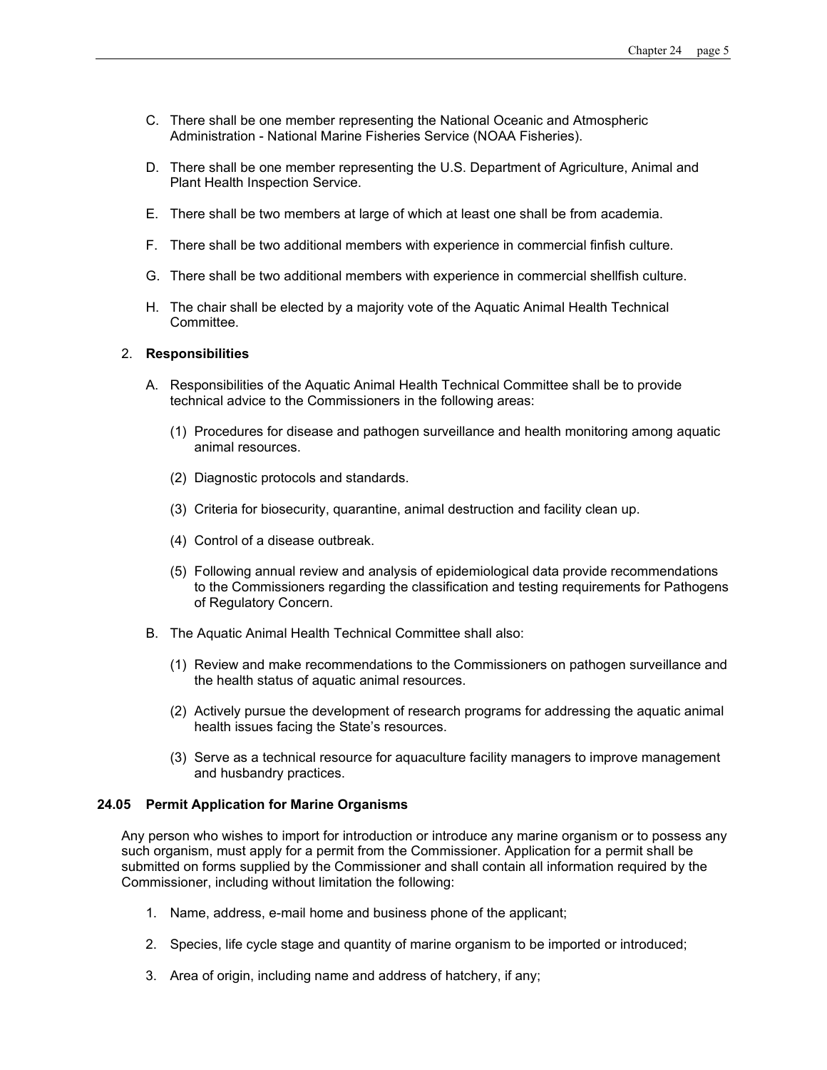C. There shall be one member representing the National Oceanic and Atmospheric Administration - National Marine Fisheries Service (NOAA Fisheries).

D. There shall be one member representing the U.S. Department of Agriculture, Animal and Plant Health Inspection Service.

E. There shall be two members at large of which at least one shall be from academia.

F. There shall be two additional members with experience in commercial finfish culture.

G. There shall be two additional members with experience in commercial shellfish culture.

H. The chair shall be elected by a majority vote of the Aquatic Animal Health Technical Committee.

2. **Responsibilities**

A. Responsibilities of the Aquatic Animal Health Technical Committee shall be to provide technical advice to the Commissioners in the following areas:

(1) Procedures for disease and pathogen surveillance and health monitoring among aquatic animal resources.

(2) Diagnostic protocols and standards.

(3) Criteria for biosecurity, quarantine, animal destruction and facility clean up.

(4) Control of a disease outbreak.

(5) Following annual review and analysis of epidemiological data provide recommendations to the Commissioners regarding the classification and testing requirements for Pathogens of Regulatory Concern.

B. The Aquatic Animal Health Technical Committee shall also:

(1) Review and make recommendations to the Commissioners on pathogen surveillance and the health status of aquatic animal resources.

(2) Actively pursue the development of research programs for addressing the aquatic animal health issues facing the State's resources.

(3) Serve as a technical resource for aquaculture facility managers to improve management and husbandry practices.

### 24.05 Permit Application for Marine Organisms

Any person who wishes to import for introduction or introduce any marine organism or to possess any such organism, must apply for a permit from the Commissioner. Application for a permit shall be submitted on forms supplied by the Commissioner and shall contain all information required by the Commissioner, including without limitation the following:

1. Name, address, e-mail home and business phone of the applicant;

2. Species, life cycle stage and quantity of marine organism to be imported or introduced;

3. Area of origin, including name and address of hatchery, if any;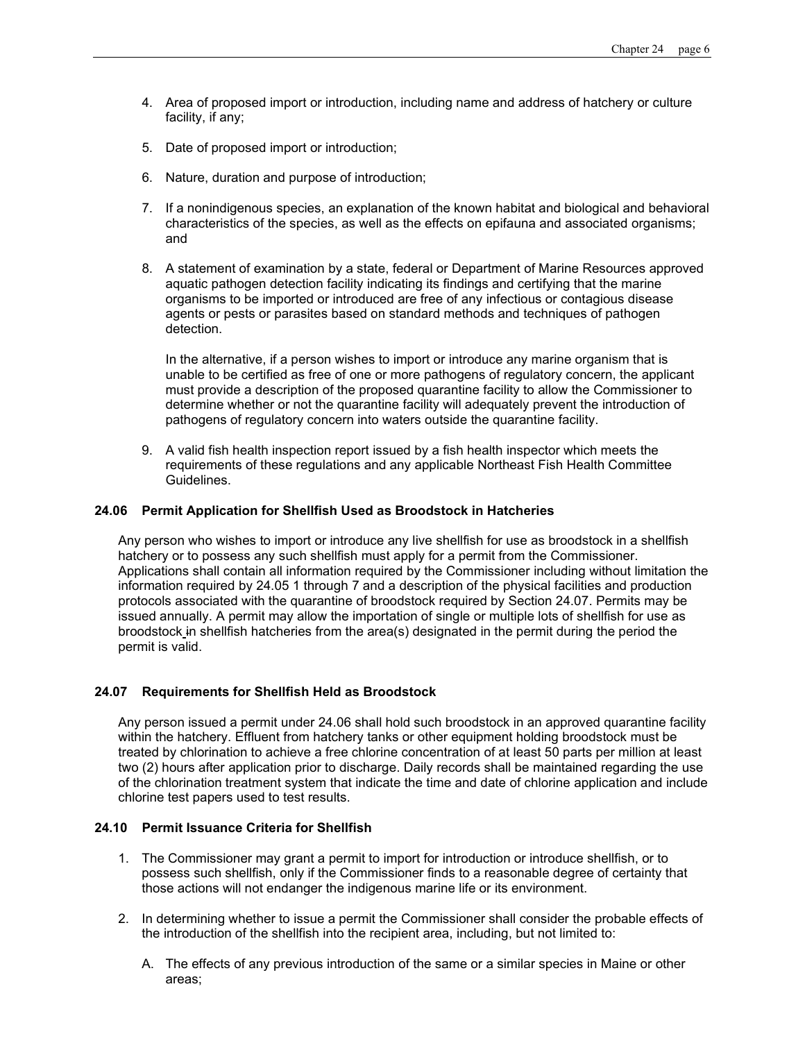4. Area of proposed import or introduction, including name and address of hatchery or culture facility, if any;

5. Date of proposed import or introduction;

6. Nature, duration and purpose of introduction;

7. If a nonindigenous species, an explanation of the known habitat and biological and behavioral characteristics of the species, as well as the effects on epifauna and associated organisms; and

8. A statement of examination by a state, federal or Department of Marine Resources approved aquatic pathogen detection facility indicating its findings and certifying that the marine organisms to be imported or introduced are free of any infectious or contagious disease agents or pests or parasites based on standard methods and techniques of pathogen detection.

   In the alternative, if a person wishes to import or introduce any marine organism that is unable to be certified as free of one or more pathogens of regulatory concern, the applicant must provide a description of the proposed quarantine facility to allow the Commissioner to determine whether or not the quarantine facility will adequately prevent the introduction of pathogens of regulatory concern into waters outside the quarantine facility.

9. A valid fish health inspection report issued by a fish health inspector which meets the requirements of these regulations and any applicable Northeast Fish Health Committee Guidelines.

### 24.06 Permit Application for Shellfish Used as Broodstock in Hatcheries

Any person who wishes to import or introduce any live shellfish for use as broodstock in a shellfish hatchery or to possess any such shellfish must apply for a permit from the Commissioner. Applications shall contain all information required by the Commissioner including without limitation the information required by 24.05 1 through 7 and a description of the physical facilities and production protocols associated with the quarantine of broodstock required by Section 24.07. Permits may be issued annually. A permit may allow the importation of single or multiple lots of shellfish for use as broodstock in shellfish hatcheries from the area(s) designated in the permit during the period the permit is valid.

### 24.07 Requirements for Shellfish Held as Broodstock

Any person issued a permit under 24.06 shall hold such broodstock in an approved quarantine facility within the hatchery. Effluent from hatchery tanks or other equipment holding broodstock must be treated by chlorination to achieve a free chlorine concentration of at least 50 parts per million at least two (2) hours after application prior to discharge. Daily records shall be maintained regarding the use of the chlorination treatment system that indicate the time and date of chlorine application and include chlorine test papers used to test results.

### 24.10 Permit Issuance Criteria for Shellfish

1. The Commissioner may grant a permit to import for introduction or introduce shellfish, or to possess such shellfish, only if the Commissioner finds to a reasonable degree of certainty that those actions will not endanger the indigenous marine life or its environment.

2. In determining whether to issue a permit the Commissioner shall consider the probable effects of the introduction of the shellfish into the recipient area, including, but not limited to:

   A. The effects of any previous introduction of the same or a similar species in Maine or other areas;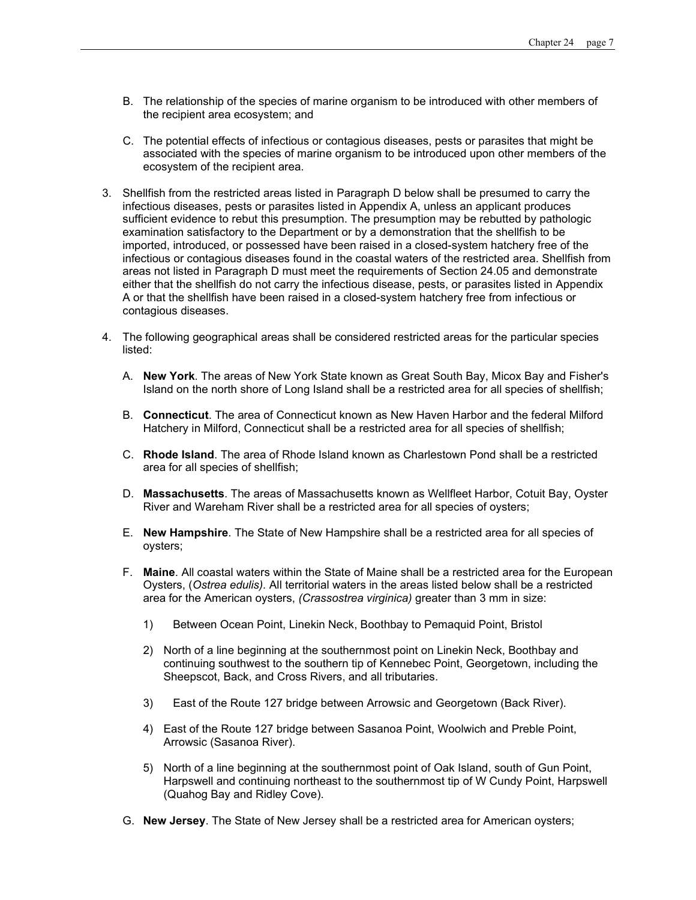B. The relationship of the species of marine organism to be introduced with other members of the recipient area ecosystem; and

C. The potential effects of infectious or contagious diseases, pests or parasites that might be associated with the species of marine organism to be introduced upon other members of the ecosystem of the recipient area.

3. Shellfish from the restricted areas listed in Paragraph D below shall be presumed to carry the infectious diseases, pests or parasites listed in Appendix A, unless an applicant produces sufficient evidence to rebut this presumption. The presumption may be rebutted by pathologic examination satisfactory to the Department or by a demonstration that the shellfish to be imported, introduced, or possessed have been raised in a closed-system hatchery free of the infectious or contagious diseases found in the coastal waters of the restricted area. Shellfish from areas not listed in Paragraph D must meet the requirements of Section 24.05 and demonstrate either that the shellfish do not carry the infectious disease, pests, or parasites listed in Appendix A or that the shellfish have been raised in a closed-system hatchery free from infectious or contagious diseases.

4. The following geographical areas shall be considered restricted areas for the particular species listed:

   A. **New York**. The areas of New York State known as Great South Bay, Micox Bay and Fisher's Island on the north shore of Long Island shall be a restricted area for all species of shellfish;

   B. **Connecticut**. The area of Connecticut known as New Haven Harbor and the federal Milford Hatchery in Milford, Connecticut shall be a restricted area for all species of shellfish;

   C. **Rhode Island**. The area of Rhode Island known as Charlestown Pond shall be a restricted area for all species of shellfish;

   D. **Massachusetts**. The areas of Massachusetts known as Wellfleet Harbor, Cotuit Bay, Oyster River and Wareham River shall be a restricted area for all species of oysters;

   E. **New Hampshire**. The State of New Hampshire shall be a restricted area for all species of oysters;

   F. **Maine**. All coastal waters within the State of Maine shall be a restricted area for the European Oysters, (*Ostrea edulis).* All territorial waters in the areas listed below shall be a restricted area for the American oysters, *(Crassostrea virginica)* greater than 3 mm in size:

      1) Between Ocean Point, Linekin Neck, Boothbay to Pemaquid Point, Bristol

      2) North of a line beginning at the southernmost point on Linekin Neck, Boothbay and continuing southwest to the southern tip of Kennebec Point, Georgetown, including the Sheepscot, Back, and Cross Rivers, and all tributaries.

      3) East of the Route 127 bridge between Arrowsic and Georgetown (Back River).

      4) East of the Route 127 bridge between Sasanoa Point, Woolwich and Preble Point, Arrowsic (Sasanoa River).

      5) North of a line beginning at the southernmost point of Oak Island, south of Gun Point, Harpswell and continuing northeast to the southernmost tip of W Cundy Point, Harpswell (Quahog Bay and Ridley Cove).

   G. **New Jersey**. The State of New Jersey shall be a restricted area for American oysters;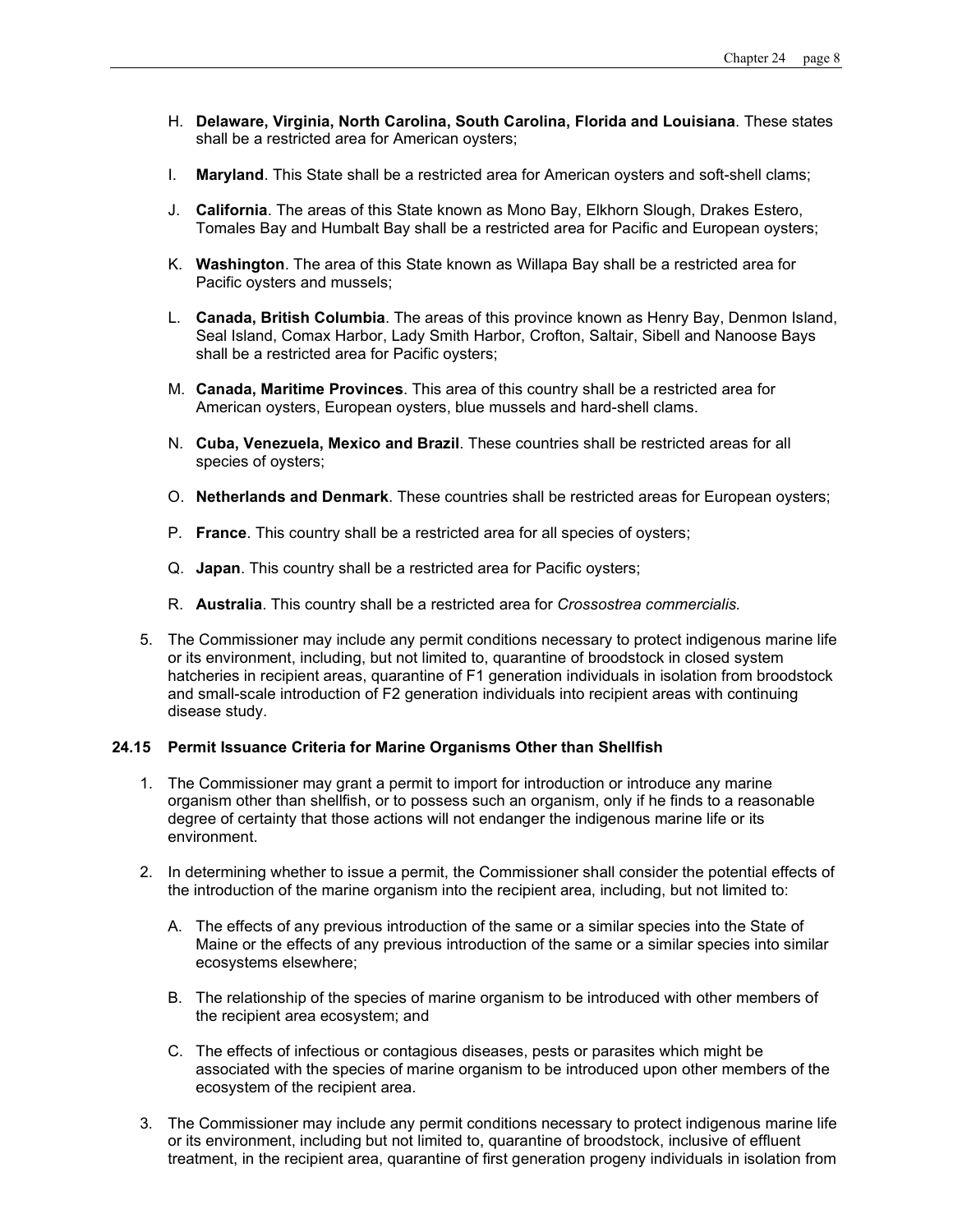H. **Delaware, Virginia, North Carolina, South Carolina, Florida and Louisiana**. These states shall be a restricted area for American oysters;

I. **Maryland**. This State shall be a restricted area for American oysters and soft-shell clams;

J. **California**. The areas of this State known as Mono Bay, Elkhorn Slough, Drakes Estero, Tomales Bay and Humbalt Bay shall be a restricted area for Pacific and European oysters;

K. **Washington**. The area of this State known as Willapa Bay shall be a restricted area for Pacific oysters and mussels;

L. **Canada, British Columbia**. The areas of this province known as Henry Bay, Denmon Island, Seal Island, Comax Harbor, Lady Smith Harbor, Crofton, Saltair, Sibell and Nanoose Bays shall be a restricted area for Pacific oysters;

M. **Canada, Maritime Provinces**. This area of this country shall be a restricted area for American oysters, European oysters, blue mussels and hard-shell clams.

N. **Cuba, Venezuela, Mexico and Brazil**. These countries shall be restricted areas for all species of oysters;

O. **Netherlands and Denmark**. These countries shall be restricted areas for European oysters;

P. **France**. This country shall be a restricted area for all species of oysters;

Q. **Japan**. This country shall be a restricted area for Pacific oysters;

R. **Australia**. This country shall be a restricted area for *Crossostrea commercialis.*

5. The Commissioner may include any permit conditions necessary to protect indigenous marine life or its environment, including, but not limited to, quarantine of broodstock in closed system hatcheries in recipient areas, quarantine of F1 generation individuals in isolation from broodstock and small-scale introduction of F2 generation individuals into recipient areas with continuing disease study.

### 24.15 Permit Issuance Criteria for Marine Organisms Other than Shellfish

1. The Commissioner may grant a permit to import for introduction or introduce any marine organism other than shellfish, or to possess such an organism, only if he finds to a reasonable degree of certainty that those actions will not endanger the indigenous marine life or its environment.

2. In determining whether to issue a permit, the Commissioner shall consider the potential effects of the introduction of the marine organism into the recipient area, including, but not limited to:

   A. The effects of any previous introduction of the same or a similar species into the State of Maine or the effects of any previous introduction of the same or a similar species into similar ecosystems elsewhere;

   B. The relationship of the species of marine organism to be introduced with other members of the recipient area ecosystem; and

   C. The effects of infectious or contagious diseases, pests or parasites which might be associated with the species of marine organism to be introduced upon other members of the ecosystem of the recipient area.

3. The Commissioner may include any permit conditions necessary to protect indigenous marine life or its environment, including but not limited to, quarantine of broodstock, inclusive of effluent treatment, in the recipient area, quarantine of first generation progeny individuals in isolation from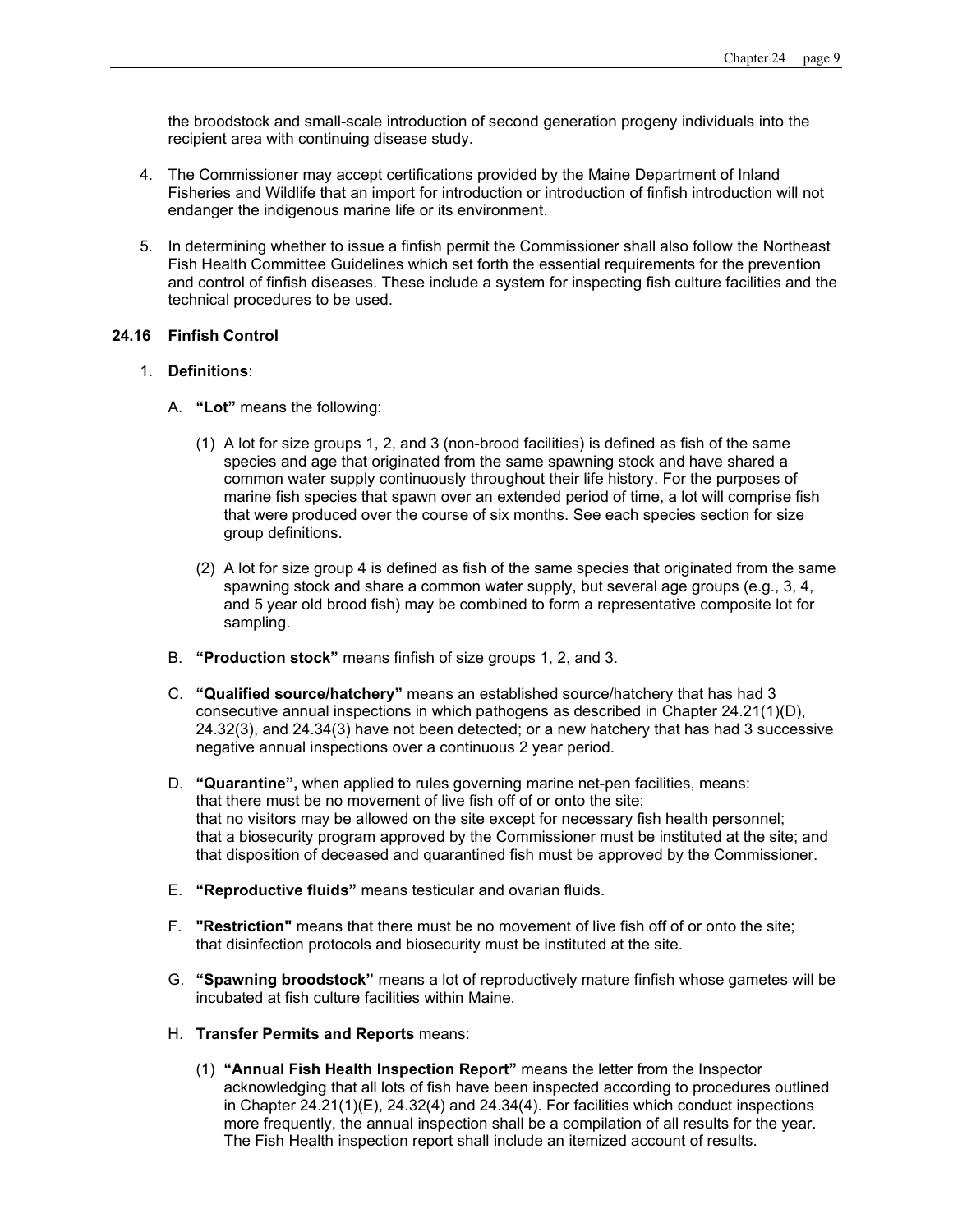the broodstock and small-scale introduction of second generation progeny individuals into the recipient area with continuing disease study.

4. The Commissioner may accept certifications provided by the Maine Department of Inland Fisheries and Wildlife that an import for introduction or introduction of finfish introduction will not endanger the indigenous marine life or its environment.

5. In determining whether to issue a finfish permit the Commissioner shall also follow the Northeast Fish Health Committee Guidelines which set forth the essential requirements for the prevention and control of finfish diseases. These include a system for inspecting fish culture facilities and the technical procedures to be used.

## 24.16 Finfish Control

1. **Definitions**:

   A. **"Lot"** means the following:

      (1) A lot for size groups 1, 2, and 3 (non-brood facilities) is defined as fish of the same species and age that originated from the same spawning stock and have shared a common water supply continuously throughout their life history. For the purposes of marine fish species that spawn over an extended period of time, a lot will comprise fish that were produced over the course of six months. See each species section for size group definitions.

      (2) A lot for size group 4 is defined as fish of the same species that originated from the same spawning stock and share a common water supply, but several age groups (e.g., 3, 4, and 5 year old brood fish) may be combined to form a representative composite lot for sampling.

   B. **"Production stock"** means finfish of size groups 1, 2, and 3.

   C. **"Qualified source/hatchery"** means an established source/hatchery that has had 3 consecutive annual inspections in which pathogens as described in Chapter 24.21(1)(D), 24.32(3), and 24.34(3) have not been detected; or a new hatchery that has had 3 successive negative annual inspections over a continuous 2 year period.

   D. **"Quarantine",** when applied to rules governing marine net-pen facilities, means:
   that there must be no movement of live fish off of or onto the site;
   that no visitors may be allowed on the site except for necessary fish health personnel;
   that a biosecurity program approved by the Commissioner must be instituted at the site; and
   that disposition of deceased and quarantined fish must be approved by the Commissioner.

   E. **"Reproductive fluids"** means testicular and ovarian fluids.

   F. **"Restriction"** means that there must be no movement of live fish off of or onto the site; that disinfection protocols and biosecurity must be instituted at the site.

   G. **"Spawning broodstock"** means a lot of reproductively mature finfish whose gametes will be incubated at fish culture facilities within Maine.

   H. **Transfer Permits and Reports** means:

      (1) **"Annual Fish Health Inspection Report"** means the letter from the Inspector acknowledging that all lots of fish have been inspected according to procedures outlined in Chapter 24.21(1)(E), 24.32(4) and 24.34(4). For facilities which conduct inspections more frequently, the annual inspection shall be a compilation of all results for the year. The Fish Health inspection report shall include an itemized account of results.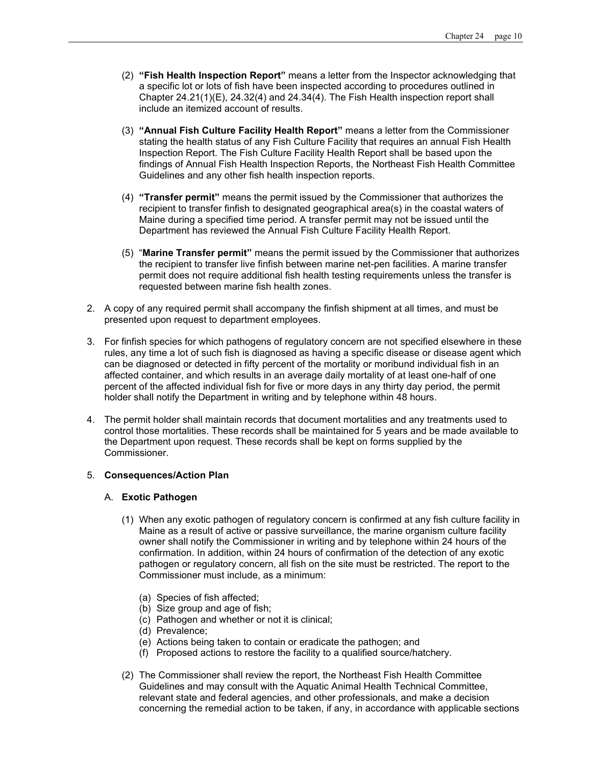(2) **"Fish Health Inspection Report"** means a letter from the Inspector acknowledging that a specific lot or lots of fish have been inspected according to procedures outlined in Chapter 24.21(1)(E), 24.32(4) and 24.34(4). The Fish Health inspection report shall include an itemized account of results.

(3) **"Annual Fish Culture Facility Health Report"** means a letter from the Commissioner stating the health status of any Fish Culture Facility that requires an annual Fish Health Inspection Report. The Fish Culture Facility Health Report shall be based upon the findings of Annual Fish Health Inspection Reports, the Northeast Fish Health Committee Guidelines and any other fish health inspection reports.

(4) **"Transfer permit"** means the permit issued by the Commissioner that authorizes the recipient to transfer finfish to designated geographical area(s) in the coastal waters of Maine during a specified time period. A transfer permit may not be issued until the Department has reviewed the Annual Fish Culture Facility Health Report.

(5) "**Marine Transfer permit"** means the permit issued by the Commissioner that authorizes the recipient to transfer live finfish between marine net-pen facilities. A marine transfer permit does not require additional fish health testing requirements unless the transfer is requested between marine fish health zones.

2. A copy of any required permit shall accompany the finfish shipment at all times, and must be presented upon request to department employees.

3. For finfish species for which pathogens of regulatory concern are not specified elsewhere in these rules, any time a lot of such fish is diagnosed as having a specific disease or disease agent which can be diagnosed or detected in fifty percent of the mortality or moribund individual fish in an affected container, and which results in an average daily mortality of at least one-half of one percent of the affected individual fish for five or more days in any thirty day period, the permit holder shall notify the Department in writing and by telephone within 48 hours.

4. The permit holder shall maintain records that document mortalities and any treatments used to control those mortalities. These records shall be maintained for 5 years and be made available to the Department upon request. These records shall be kept on forms supplied by the Commissioner.

5. **Consequences/Action Plan**

   A. **Exotic Pathogen**

   (1) When any exotic pathogen of regulatory concern is confirmed at any fish culture facility in Maine as a result of active or passive surveillance, the marine organism culture facility owner shall notify the Commissioner in writing and by telephone within 24 hours of the confirmation. In addition, within 24 hours of confirmation of the detection of any exotic pathogen or regulatory concern, all fish on the site must be restricted. The report to the Commissioner must include, as a minimum:

   (a) Species of fish affected;
   (b) Size group and age of fish;
   (c) Pathogen and whether or not it is clinical;
   (d) Prevalence;
   (e) Actions being taken to contain or eradicate the pathogen; and
   (f) Proposed actions to restore the facility to a qualified source/hatchery.

   (2) The Commissioner shall review the report, the Northeast Fish Health Committee Guidelines and may consult with the Aquatic Animal Health Technical Committee, relevant state and federal agencies, and other professionals, and make a decision concerning the remedial action to be taken, if any, in accordance with applicable sections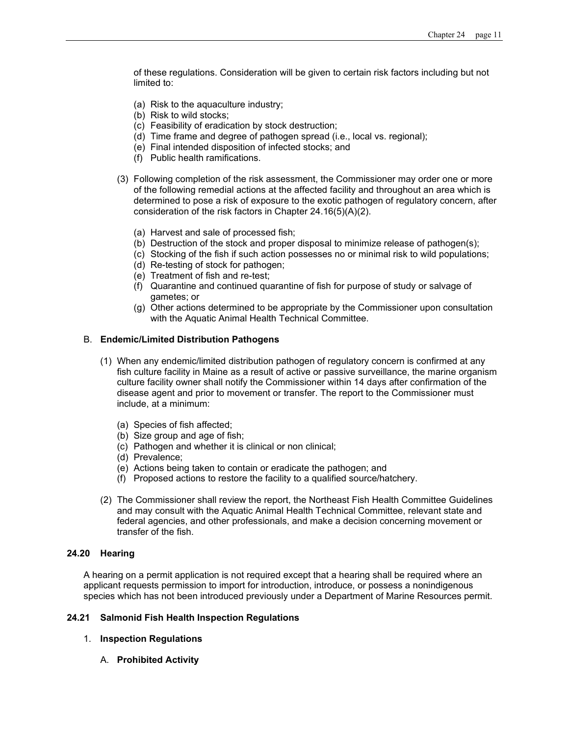of these regulations. Consideration will be given to certain risk factors including but not limited to:

(a) Risk to the aquaculture industry;
(b) Risk to wild stocks;
(c) Feasibility of eradication by stock destruction;
(d) Time frame and degree of pathogen spread (i.e., local vs. regional);
(e) Final intended disposition of infected stocks; and
(f) Public health ramifications.

(3) Following completion of the risk assessment, the Commissioner may order one or more of the following remedial actions at the affected facility and throughout an area which is determined to pose a risk of exposure to the exotic pathogen of regulatory concern, after consideration of the risk factors in Chapter 24.16(5)(A)(2).

(a) Harvest and sale of processed fish;
(b) Destruction of the stock and proper disposal to minimize release of pathogen(s);
(c) Stocking of the fish if such action possesses no or minimal risk to wild populations;
(d) Re-testing of stock for pathogen;
(e) Treatment of fish and re-test;
(f) Quarantine and continued quarantine of fish for purpose of study or salvage of gametes; or
(g) Other actions determined to be appropriate by the Commissioner upon consultation with the Aquatic Animal Health Technical Committee.

B. **Endemic/Limited Distribution Pathogens**

(1) When any endemic/limited distribution pathogen of regulatory concern is confirmed at any fish culture facility in Maine as a result of active or passive surveillance, the marine organism culture facility owner shall notify the Commissioner within 14 days after confirmation of the disease agent and prior to movement or transfer. The report to the Commissioner must include, at a minimum:

(a) Species of fish affected;
(b) Size group and age of fish;
(c) Pathogen and whether it is clinical or non clinical;
(d) Prevalence;
(e) Actions being taken to contain or eradicate the pathogen; and
(f) Proposed actions to restore the facility to a qualified source/hatchery.

(2) The Commissioner shall review the report, the Northeast Fish Health Committee Guidelines and may consult with the Aquatic Animal Health Technical Committee, relevant state and federal agencies, and other professionals, and make a decision concerning movement or transfer of the fish.

### 24.20 Hearing

A hearing on a permit application is not required except that a hearing shall be required where an applicant requests permission to import for introduction, introduce, or possess a nonindigenous species which has not been introduced previously under a Department of Marine Resources permit.

### 24.21 Salmonid Fish Health Inspection Regulations

1. **Inspection Regulations**

A. **Prohibited Activity**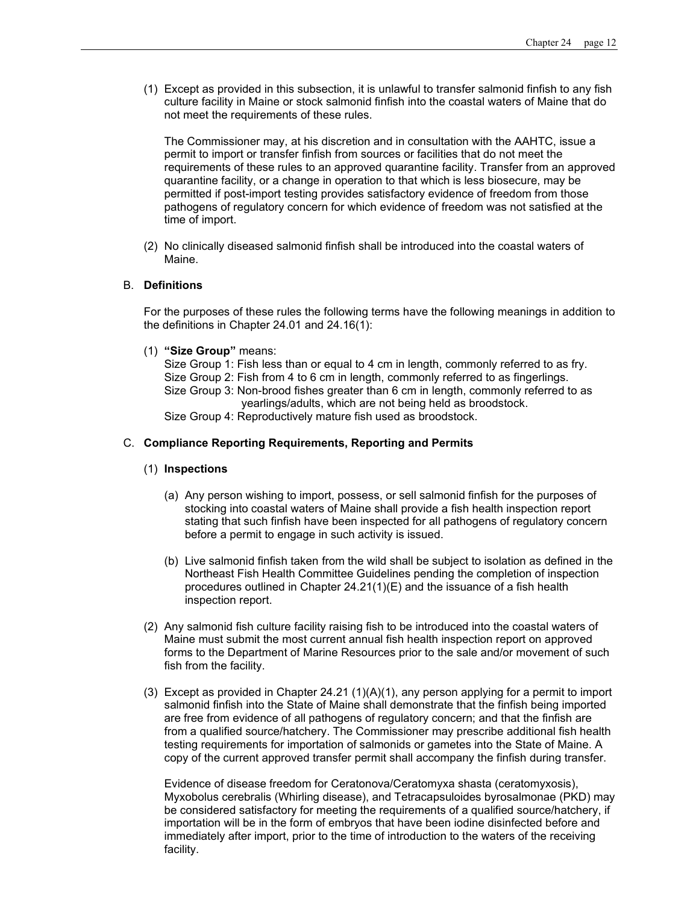(1) Except as provided in this subsection, it is unlawful to transfer salmonid finfish to any fish culture facility in Maine or stock salmonid finfish into the coastal waters of Maine that do not meet the requirements of these rules.

The Commissioner may, at his discretion and in consultation with the AAHTC, issue a permit to import or transfer finfish from sources or facilities that do not meet the requirements of these rules to an approved quarantine facility. Transfer from an approved quarantine facility, or a change in operation to that which is less biosecure, may be permitted if post-import testing provides satisfactory evidence of freedom from those pathogens of regulatory concern for which evidence of freedom was not satisfied at the time of import.

(2) No clinically diseased salmonid finfish shall be introduced into the coastal waters of Maine.

B. **Definitions**

For the purposes of these rules the following terms have the following meanings in addition to the definitions in Chapter 24.01 and 24.16(1):

(1) **"Size Group"** means:
Size Group 1: Fish less than or equal to 4 cm in length, commonly referred to as fry.
Size Group 2: Fish from 4 to 6 cm in length, commonly referred to as fingerlings.
Size Group 3: Non-brood fishes greater than 6 cm in length, commonly referred to as yearlings/adults, which are not being held as broodstock.
Size Group 4: Reproductively mature fish used as broodstock.

C. **Compliance Reporting Requirements, Reporting and Permits**

(1) **Inspections**

(a) Any person wishing to import, possess, or sell salmonid finfish for the purposes of stocking into coastal waters of Maine shall provide a fish health inspection report stating that such finfish have been inspected for all pathogens of regulatory concern before a permit to engage in such activity is issued.

(b) Live salmonid finfish taken from the wild shall be subject to isolation as defined in the Northeast Fish Health Committee Guidelines pending the completion of inspection procedures outlined in Chapter 24.21(1)(E) and the issuance of a fish health inspection report.

(2) Any salmonid fish culture facility raising fish to be introduced into the coastal waters of Maine must submit the most current annual fish health inspection report on approved forms to the Department of Marine Resources prior to the sale and/or movement of such fish from the facility.

(3) Except as provided in Chapter 24.21 (1)(A)(1), any person applying for a permit to import salmonid finfish into the State of Maine shall demonstrate that the finfish being imported are free from evidence of all pathogens of regulatory concern; and that the finfish are from a qualified source/hatchery. The Commissioner may prescribe additional fish health testing requirements for importation of salmonids or gametes into the State of Maine. A copy of the current approved transfer permit shall accompany the finfish during transfer.

Evidence of disease freedom for Ceratonova/Ceratomyxa shasta (ceratomyxosis), Myxobolus cerebralis (Whirling disease), and Tetracapsuloides byrosalmonae (PKD) may be considered satisfactory for meeting the requirements of a qualified source/hatchery, if importation will be in the form of embryos that have been iodine disinfected before and immediately after import, prior to the time of introduction to the waters of the receiving facility.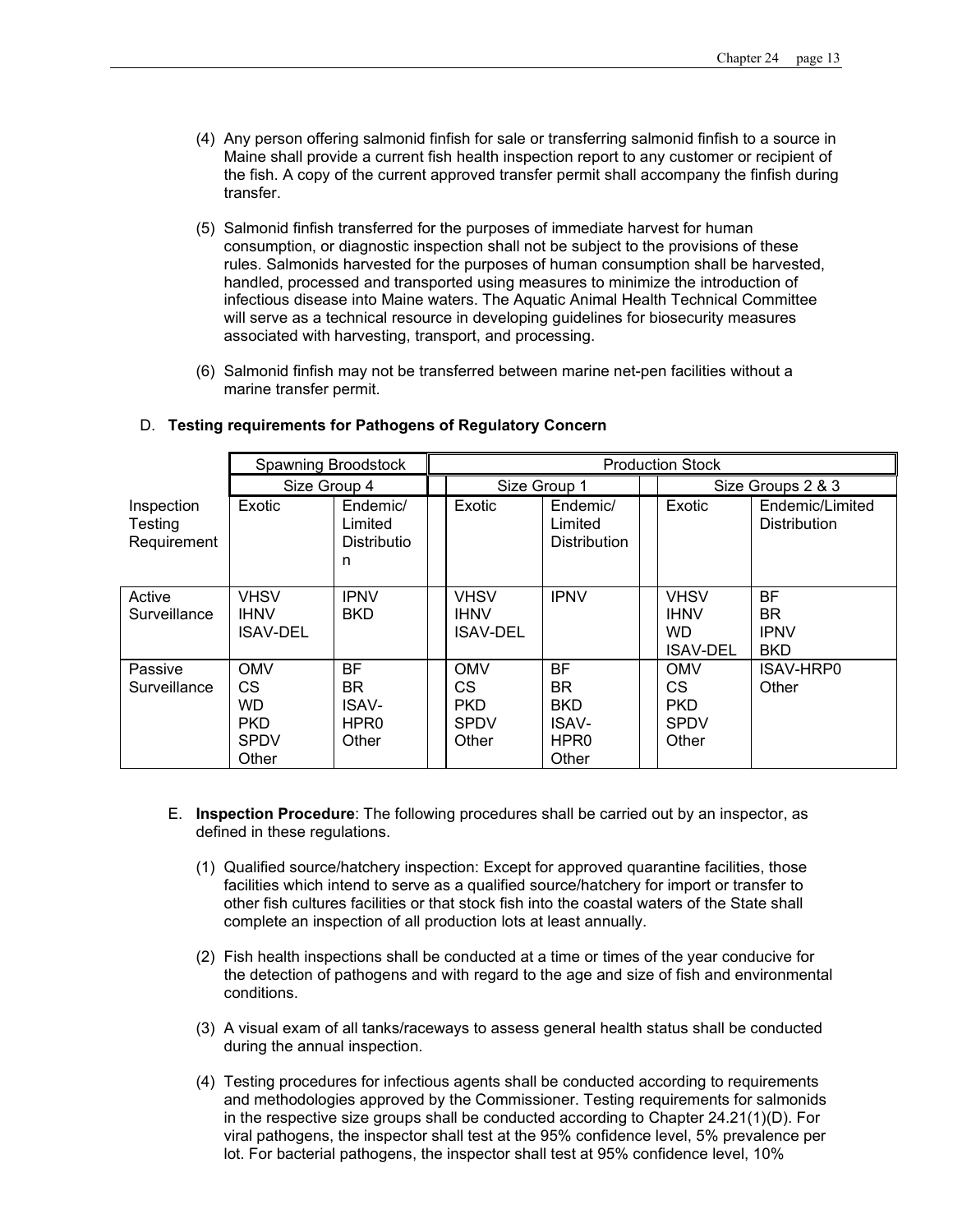(4) Any person offering salmonid finfish for sale or transferring salmonid finfish to a source in Maine shall provide a current fish health inspection report to any customer or recipient of the fish. A copy of the current approved transfer permit shall accompany the finfish during transfer.

(5) Salmonid finfish transferred for the purposes of immediate harvest for human consumption, or diagnostic inspection shall not be subject to the provisions of these rules. Salmonids harvested for the purposes of human consumption shall be harvested, handled, processed and transported using measures to minimize the introduction of infectious disease into Maine waters. The Aquatic Animal Health Technical Committee will serve as a technical resource in developing guidelines for biosecurity measures associated with harvesting, transport, and processing.

(6) Salmonid finfish may not be transferred between marine net-pen facilities without a marine transfer permit.

D. **Testing requirements for Pathogens of Regulatory Concern**

| | Spawning Broodstock | | Production Stock | | | |
|---|---|---|---|---|---|---|
| | Size Group 4 | | Size Group 1 | | Size Groups 2 & 3 | |
| Inspection Testing Requirement | Exotic | Endemic/ Limited Distribution | Exotic | Endemic/ Limited Distribution | Exotic | Endemic/Limited Distribution |
| Active Surveillance | VHSV<br>IHNV<br>ISAV-DEL | IPNV<br>BKD | VHSV<br>IHNV<br>ISAV-DEL | IPNV | VHSV<br>IHNV<br>WD<br>ISAV-DEL | BF<br>BR<br>IPNV<br>BKD |
| Passive Surveillance | OMV<br>CS<br>WD<br>PKD<br>SPDV<br>Other | BF<br>BR<br>ISAV-HPR0<br>Other | OMV<br>CS<br>PKD<br>SPDV<br>Other | BF<br>BR<br>BKD<br>ISAV-HPR0<br>Other | OMV<br>CS<br>PKD<br>SPDV<br>Other | ISAV-HRP0<br>Other |

E. **Inspection Procedure**: The following procedures shall be carried out by an inspector, as defined in these regulations.

(1) Qualified source/hatchery inspection: Except for approved quarantine facilities, those facilities which intend to serve as a qualified source/hatchery for import or transfer to other fish cultures facilities or that stock fish into the coastal waters of the State shall complete an inspection of all production lots at least annually.

(2) Fish health inspections shall be conducted at a time or times of the year conducive for the detection of pathogens and with regard to the age and size of fish and environmental conditions.

(3) A visual exam of all tanks/raceways to assess general health status shall be conducted during the annual inspection.

(4) Testing procedures for infectious agents shall be conducted according to requirements and methodologies approved by the Commissioner. Testing requirements for salmonids in the respective size groups shall be conducted according to Chapter 24.21(1)(D). For viral pathogens, the inspector shall test at the 95% confidence level, 5% prevalence per lot. For bacterial pathogens, the inspector shall test at 95% confidence level, 10%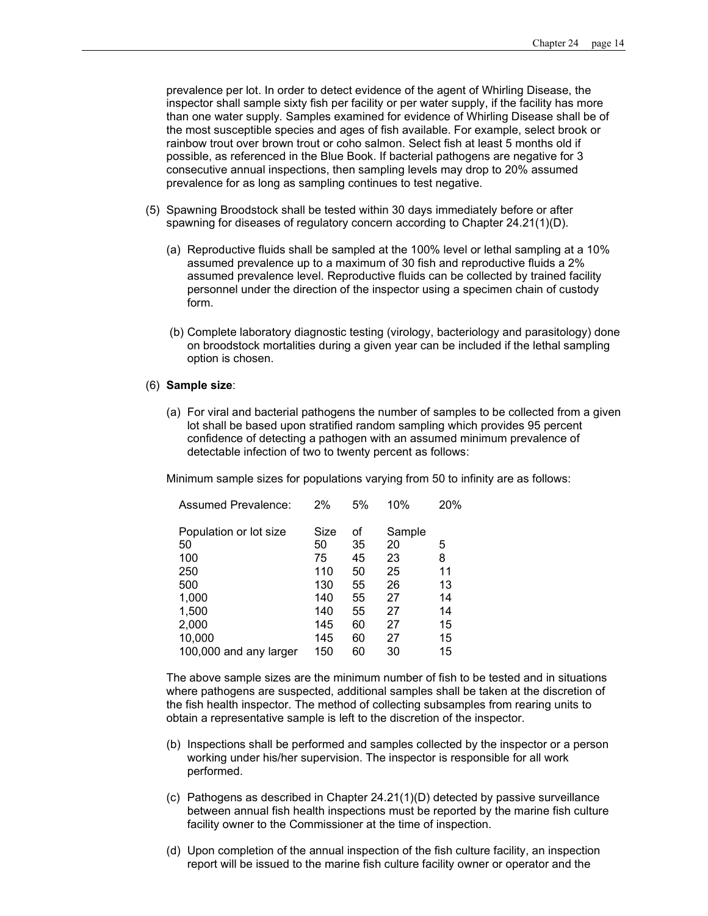prevalence per lot. In order to detect evidence of the agent of Whirling Disease, the inspector shall sample sixty fish per facility or per water supply, if the facility has more than one water supply. Samples examined for evidence of Whirling Disease shall be of the most susceptible species and ages of fish available. For example, select brook or rainbow trout over brown trout or coho salmon. Select fish at least 5 months old if possible, as referenced in the Blue Book. If bacterial pathogens are negative for 3 consecutive annual inspections, then sampling levels may drop to 20% assumed prevalence for as long as sampling continues to test negative.

(5) Spawning Broodstock shall be tested within 30 days immediately before or after spawning for diseases of regulatory concern according to Chapter 24.21(1)(D).

(a) Reproductive fluids shall be sampled at the 100% level or lethal sampling at a 10% assumed prevalence up to a maximum of 30 fish and reproductive fluids a 2% assumed prevalence level. Reproductive fluids can be collected by trained facility personnel under the direction of the inspector using a specimen chain of custody form.

(b) Complete laboratory diagnostic testing (virology, bacteriology and parasitology) done on broodstock mortalities during a given year can be included if the lethal sampling option is chosen.

(6) **Sample size**:

(a) For viral and bacterial pathogens the number of samples to be collected from a given lot shall be based upon stratified random sampling which provides 95 percent confidence of detecting a pathogen with an assumed minimum prevalence of detectable infection of two to twenty percent as follows:

Minimum sample sizes for populations varying from 50 to infinity are as follows:

| Assumed Prevalence: | 2% | 5% | 10% | 20% |
|---|---|---|---|---|
| Population or lot size | Size | of | Sample | |
| 50 | 50 | 35 | 20 | 5 |
| 100 | 75 | 45 | 23 | 8 |
| 250 | 110 | 50 | 25 | 11 |
| 500 | 130 | 55 | 26 | 13 |
| 1,000 | 140 | 55 | 27 | 14 |
| 1,500 | 140 | 55 | 27 | 14 |
| 2,000 | 145 | 60 | 27 | 15 |
| 10,000 | 145 | 60 | 27 | 15 |
| 100,000 and any larger | 150 | 60 | 30 | 15 |

The above sample sizes are the minimum number of fish to be tested and in situations where pathogens are suspected, additional samples shall be taken at the discretion of the fish health inspector. The method of collecting subsamples from rearing units to obtain a representative sample is left to the discretion of the inspector.

(b) Inspections shall be performed and samples collected by the inspector or a person working under his/her supervision. The inspector is responsible for all work performed.

(c) Pathogens as described in Chapter 24.21(1)(D) detected by passive surveillance between annual fish health inspections must be reported by the marine fish culture facility owner to the Commissioner at the time of inspection.

(d) Upon completion of the annual inspection of the fish culture facility, an inspection report will be issued to the marine fish culture facility owner or operator and the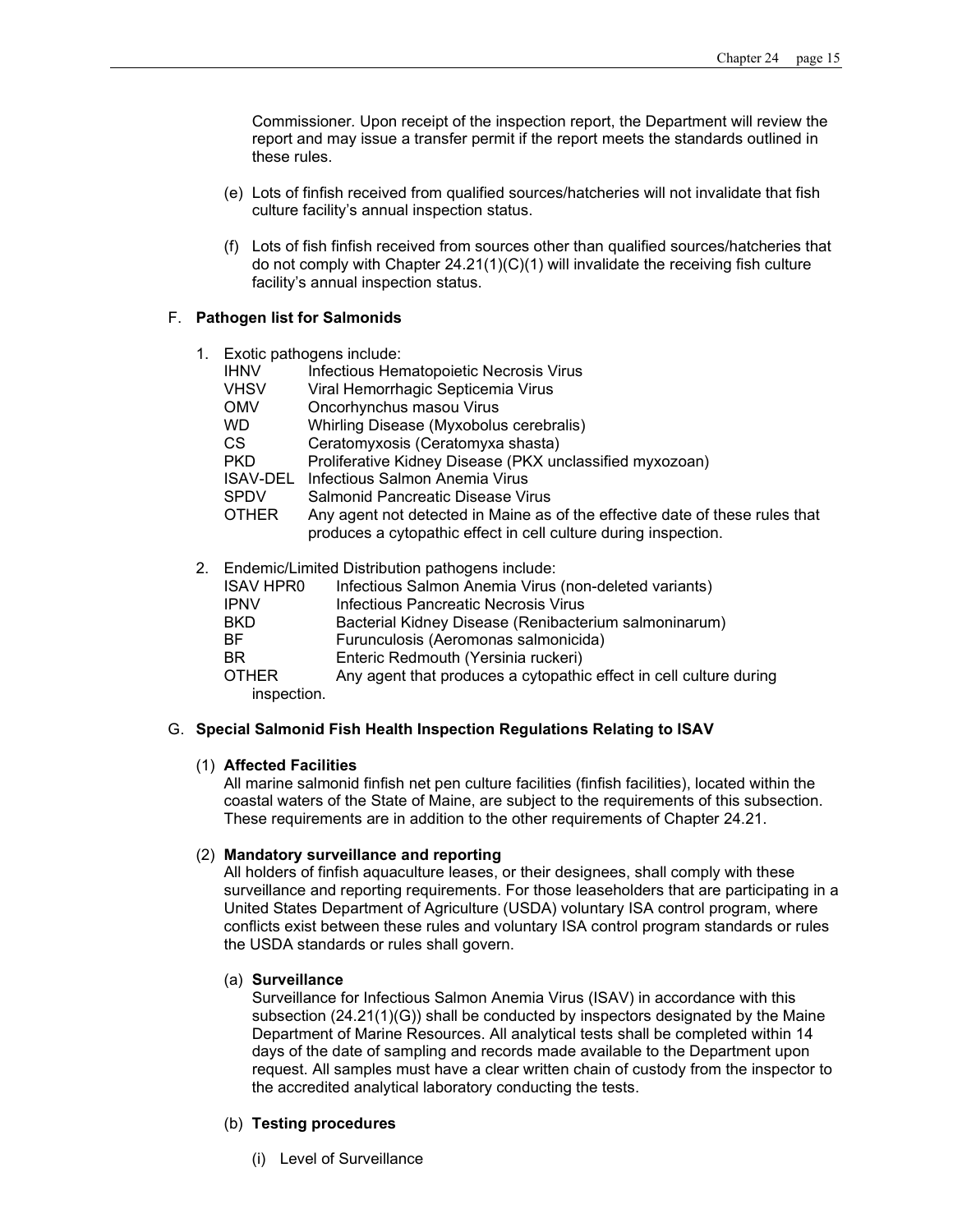Commissioner. Upon receipt of the inspection report, the Department will review the report and may issue a transfer permit if the report meets the standards outlined in these rules.

(e) Lots of finfish received from qualified sources/hatcheries will not invalidate that fish culture facility's annual inspection status.

(f) Lots of fish finfish received from sources other than qualified sources/hatcheries that do not comply with Chapter 24.21(1)(C)(1) will invalidate the receiving fish culture facility's annual inspection status.

F. **Pathogen list for Salmonids**

1. Exotic pathogens include:

| | |
|---|---|
| IHNV | Infectious Hematopoietic Necrosis Virus |
| VHSV | Viral Hemorrhagic Septicemia Virus |
| OMV | Oncorhynchus masou Virus |
| WD | Whirling Disease (Myxobolus cerebralis) |
| CS | Ceratomyxosis (Ceratomyxa shasta) |
| PKD | Proliferative Kidney Disease (PKX unclassified myxozoan) |
| ISAV-DEL | Infectious Salmon Anemia Virus |
| SPDV | Salmonid Pancreatic Disease Virus |
| OTHER | Any agent not detected in Maine as of the effective date of these rules that produces a cytopathic effect in cell culture during inspection. |

2. Endemic/Limited Distribution pathogens include:

| | |
|---|---|
| ISAV HPR0 | Infectious Salmon Anemia Virus (non-deleted variants) |
| IPNV | Infectious Pancreatic Necrosis Virus |
| BKD | Bacterial Kidney Disease (Renibacterium salmoninarum) |
| BF | Furunculosis (Aeromonas salmonicida) |
| BR | Enteric Redmouth (Yersinia ruckeri) |
| OTHER | Any agent that produces a cytopathic effect in cell culture during inspection. |

G. **Special Salmonid Fish Health Inspection Regulations Relating to ISAV**

(1) **Affected Facilities**

All marine salmonid finfish net pen culture facilities (finfish facilities), located within the coastal waters of the State of Maine, are subject to the requirements of this subsection. These requirements are in addition to the other requirements of Chapter 24.21.

(2) **Mandatory surveillance and reporting**

All holders of finfish aquaculture leases, or their designees, shall comply with these surveillance and reporting requirements. For those leaseholders that are participating in a United States Department of Agriculture (USDA) voluntary ISA control program, where conflicts exist between these rules and voluntary ISA control program standards or rules the USDA standards or rules shall govern.

(a) **Surveillance**

Surveillance for Infectious Salmon Anemia Virus (ISAV) in accordance with this subsection (24.21(1)(G)) shall be conducted by inspectors designated by the Maine Department of Marine Resources. All analytical tests shall be completed within 14 days of the date of sampling and records made available to the Department upon request. All samples must have a clear written chain of custody from the inspector to the accredited analytical laboratory conducting the tests.

(b) **Testing procedures**

(i) Level of Surveillance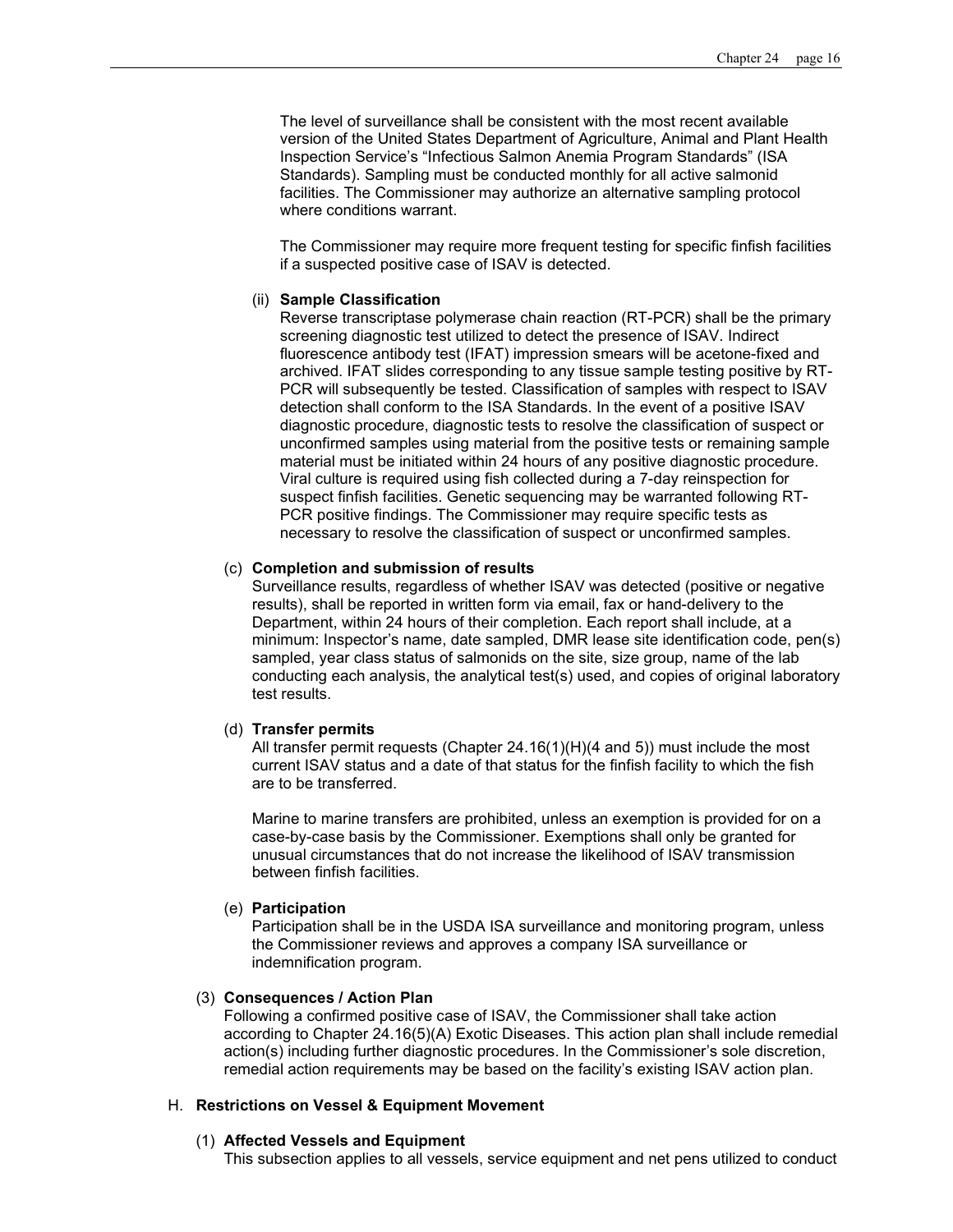The level of surveillance shall be consistent with the most recent available version of the United States Department of Agriculture, Animal and Plant Health Inspection Service's "Infectious Salmon Anemia Program Standards" (ISA Standards). Sampling must be conducted monthly for all active salmonid facilities. The Commissioner may authorize an alternative sampling protocol where conditions warrant.

The Commissioner may require more frequent testing for specific finfish facilities if a suspected positive case of ISAV is detected.

(ii) **Sample Classification**

Reverse transcriptase polymerase chain reaction (RT-PCR) shall be the primary screening diagnostic test utilized to detect the presence of ISAV. Indirect fluorescence antibody test (IFAT) impression smears will be acetone-fixed and archived. IFAT slides corresponding to any tissue sample testing positive by RT-PCR will subsequently be tested. Classification of samples with respect to ISAV detection shall conform to the ISA Standards. In the event of a positive ISAV diagnostic procedure, diagnostic tests to resolve the classification of suspect or unconfirmed samples using material from the positive tests or remaining sample material must be initiated within 24 hours of any positive diagnostic procedure. Viral culture is required using fish collected during a 7-day reinspection for suspect finfish facilities. Genetic sequencing may be warranted following RT-PCR positive findings. The Commissioner may require specific tests as necessary to resolve the classification of suspect or unconfirmed samples.

(c) **Completion and submission of results**

Surveillance results, regardless of whether ISAV was detected (positive or negative results), shall be reported in written form via email, fax or hand-delivery to the Department, within 24 hours of their completion. Each report shall include, at a minimum: Inspector's name, date sampled, DMR lease site identification code, pen(s) sampled, year class status of salmonids on the site, size group, name of the lab conducting each analysis, the analytical test(s) used, and copies of original laboratory test results.

(d) **Transfer permits**

All transfer permit requests (Chapter 24.16(1)(H)(4 and 5)) must include the most current ISAV status and a date of that status for the finfish facility to which the fish are to be transferred.

Marine to marine transfers are prohibited, unless an exemption is provided for on a case-by-case basis by the Commissioner. Exemptions shall only be granted for unusual circumstances that do not increase the likelihood of ISAV transmission between finfish facilities.

(e) **Participation**

Participation shall be in the USDA ISA surveillance and monitoring program, unless the Commissioner reviews and approves a company ISA surveillance or indemnification program.

(3) **Consequences / Action Plan**

Following a confirmed positive case of ISAV, the Commissioner shall take action according to Chapter 24.16(5)(A) Exotic Diseases. This action plan shall include remedial action(s) including further diagnostic procedures. In the Commissioner's sole discretion, remedial action requirements may be based on the facility's existing ISAV action plan.

H. **Restrictions on Vessel & Equipment Movement**

(1) **Affected Vessels and Equipment**

This subsection applies to all vessels, service equipment and net pens utilized to conduct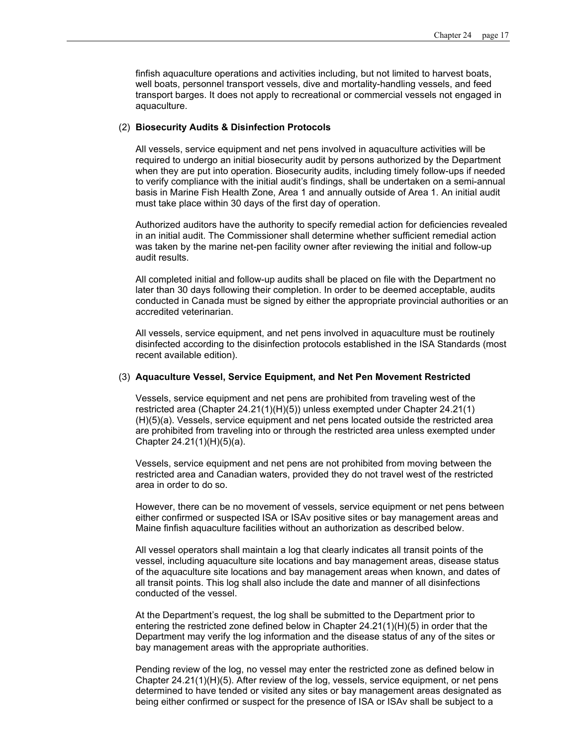finfish aquaculture operations and activities including, but not limited to harvest boats, well boats, personnel transport vessels, dive and mortality-handling vessels, and feed transport barges. It does not apply to recreational or commercial vessels not engaged in aquaculture.

(2) **Biosecurity Audits & Disinfection Protocols**

All vessels, service equipment and net pens involved in aquaculture activities will be required to undergo an initial biosecurity audit by persons authorized by the Department when they are put into operation. Biosecurity audits, including timely follow-ups if needed to verify compliance with the initial audit's findings, shall be undertaken on a semi-annual basis in Marine Fish Health Zone, Area 1 and annually outside of Area 1. An initial audit must take place within 30 days of the first day of operation.

Authorized auditors have the authority to specify remedial action for deficiencies revealed in an initial audit. The Commissioner shall determine whether sufficient remedial action was taken by the marine net-pen facility owner after reviewing the initial and follow-up audit results.

All completed initial and follow-up audits shall be placed on file with the Department no later than 30 days following their completion. In order to be deemed acceptable, audits conducted in Canada must be signed by either the appropriate provincial authorities or an accredited veterinarian.

All vessels, service equipment, and net pens involved in aquaculture must be routinely disinfected according to the disinfection protocols established in the ISA Standards (most recent available edition).

(3) **Aquaculture Vessel, Service Equipment, and Net Pen Movement Restricted**

Vessels, service equipment and net pens are prohibited from traveling west of the restricted area (Chapter 24.21(1)(H)(5)) unless exempted under Chapter 24.21(1)(H)(5)(a). Vessels, service equipment and net pens located outside the restricted area are prohibited from traveling into or through the restricted area unless exempted under Chapter 24.21(1)(H)(5)(a).

Vessels, service equipment and net pens are not prohibited from moving between the restricted area and Canadian waters, provided they do not travel west of the restricted area in order to do so.

However, there can be no movement of vessels, service equipment or net pens between either confirmed or suspected ISA or ISAv positive sites or bay management areas and Maine finfish aquaculture facilities without an authorization as described below.

All vessel operators shall maintain a log that clearly indicates all transit points of the vessel, including aquaculture site locations and bay management areas, disease status of the aquaculture site locations and bay management areas when known, and dates of all transit points. This log shall also include the date and manner of all disinfections conducted of the vessel.

At the Department's request, the log shall be submitted to the Department prior to entering the restricted zone defined below in Chapter 24.21(1)(H)(5) in order that the Department may verify the log information and the disease status of any of the sites or bay management areas with the appropriate authorities.

Pending review of the log, no vessel may enter the restricted zone as defined below in Chapter 24.21(1)(H)(5). After review of the log, vessels, service equipment, or net pens determined to have tended or visited any sites or bay management areas designated as being either confirmed or suspect for the presence of ISA or ISAv shall be subject to a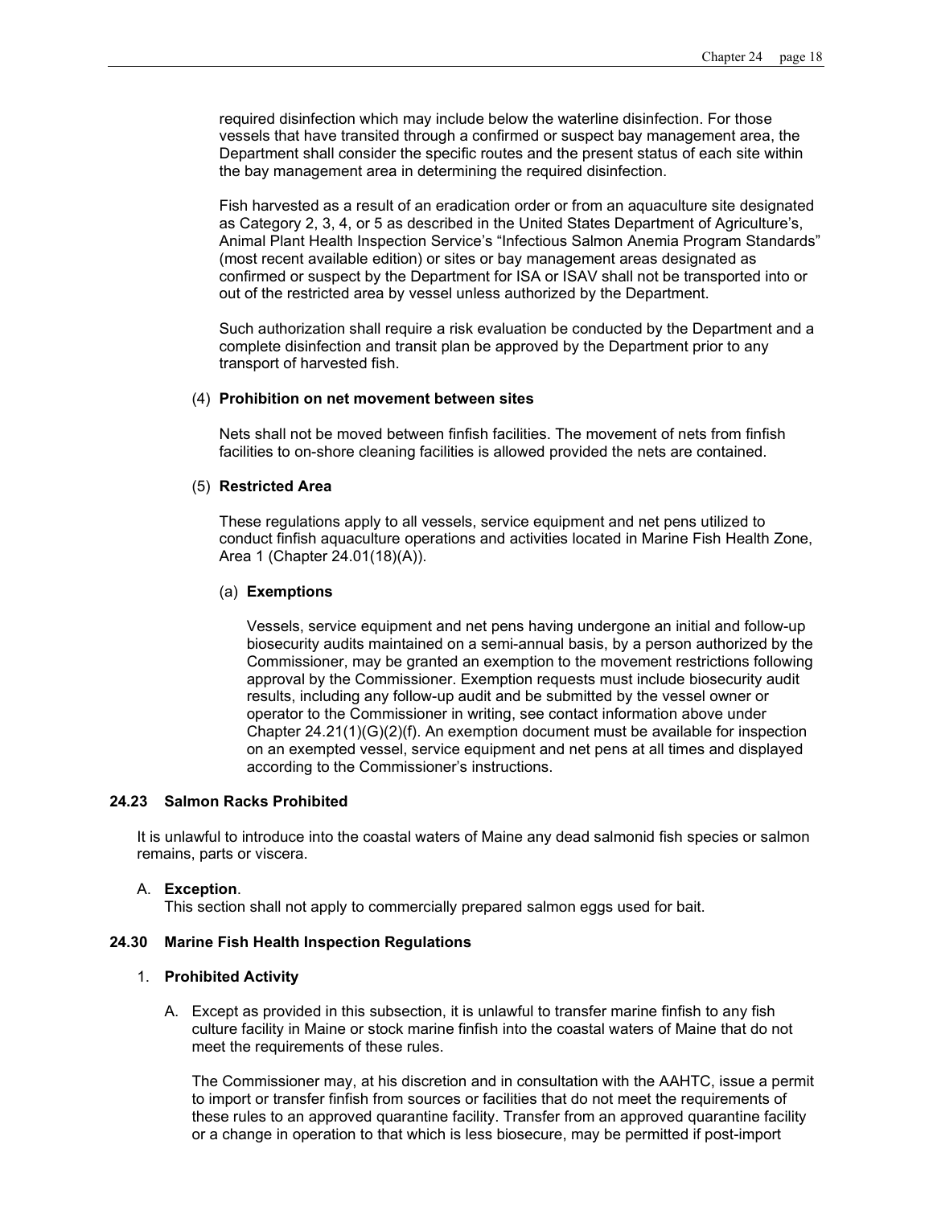required disinfection which may include below the waterline disinfection. For those vessels that have transited through a confirmed or suspect bay management area, the Department shall consider the specific routes and the present status of each site within the bay management area in determining the required disinfection.

Fish harvested as a result of an eradication order or from an aquaculture site designated as Category 2, 3, 4, or 5 as described in the United States Department of Agriculture's, Animal Plant Health Inspection Service's "Infectious Salmon Anemia Program Standards" (most recent available edition) or sites or bay management areas designated as confirmed or suspect by the Department for ISA or ISAV shall not be transported into or out of the restricted area by vessel unless authorized by the Department.

Such authorization shall require a risk evaluation be conducted by the Department and a complete disinfection and transit plan be approved by the Department prior to any transport of harvested fish.

(4) **Prohibition on net movement between sites**

Nets shall not be moved between finfish facilities. The movement of nets from finfish facilities to on-shore cleaning facilities is allowed provided the nets are contained.

(5) **Restricted Area**

These regulations apply to all vessels, service equipment and net pens utilized to conduct finfish aquaculture operations and activities located in Marine Fish Health Zone, Area 1 (Chapter 24.01(18)(A)).

(a) **Exemptions**

Vessels, service equipment and net pens having undergone an initial and follow-up biosecurity audits maintained on a semi-annual basis, by a person authorized by the Commissioner, may be granted an exemption to the movement restrictions following approval by the Commissioner. Exemption requests must include biosecurity audit results, including any follow-up audit and be submitted by the vessel owner or operator to the Commissioner in writing, see contact information above under Chapter 24.21(1)(G)(2)(f). An exemption document must be available for inspection on an exempted vessel, service equipment and net pens at all times and displayed according to the Commissioner's instructions.

### 24.23 Salmon Racks Prohibited

It is unlawful to introduce into the coastal waters of Maine any dead salmonid fish species or salmon remains, parts or viscera.

A. **Exception**.
This section shall not apply to commercially prepared salmon eggs used for bait.

### 24.30 Marine Fish Health Inspection Regulations

1. **Prohibited Activity**

A. Except as provided in this subsection, it is unlawful to transfer marine finfish to any fish culture facility in Maine or stock marine finfish into the coastal waters of Maine that do not meet the requirements of these rules.

The Commissioner may, at his discretion and in consultation with the AAHTC, issue a permit to import or transfer finfish from sources or facilities that do not meet the requirements of these rules to an approved quarantine facility. Transfer from an approved quarantine facility or a change in operation to that which is less biosecure, may be permitted if post-import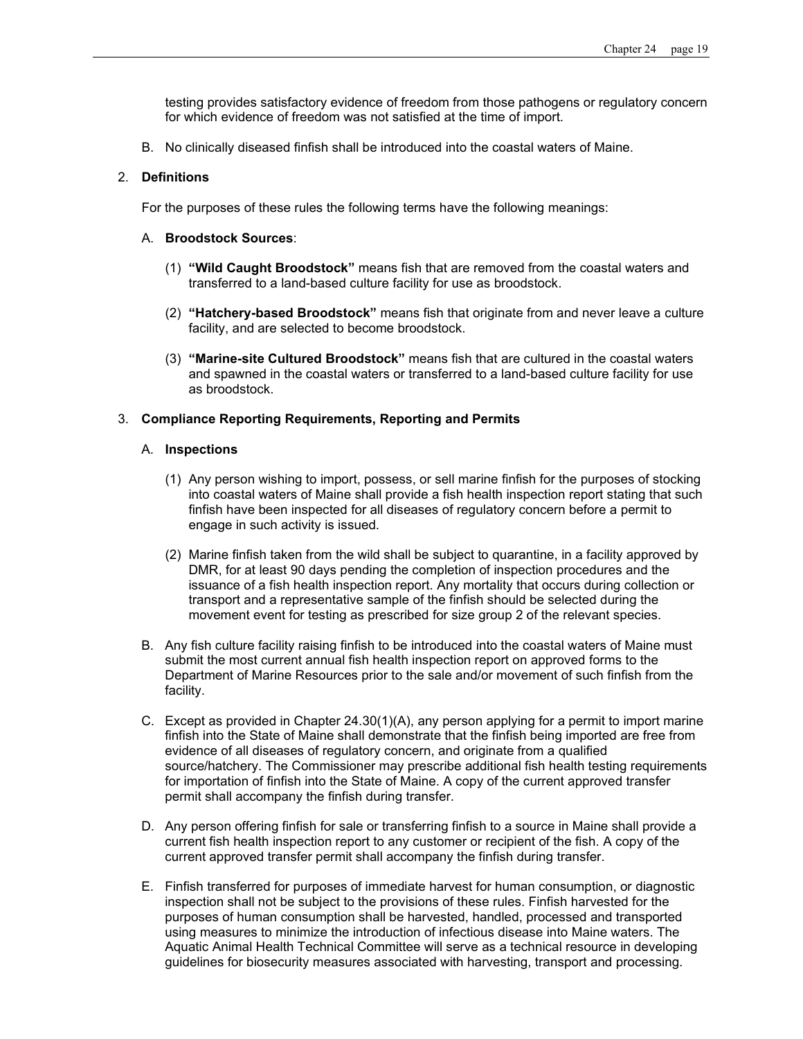testing provides satisfactory evidence of freedom from those pathogens or regulatory concern for which evidence of freedom was not satisfied at the time of import.

B. No clinically diseased finfish shall be introduced into the coastal waters of Maine.

2. **Definitions**

For the purposes of these rules the following terms have the following meanings:

A. **Broodstock Sources**:

(1) **"Wild Caught Broodstock"** means fish that are removed from the coastal waters and transferred to a land-based culture facility for use as broodstock.

(2) **"Hatchery-based Broodstock"** means fish that originate from and never leave a culture facility, and are selected to become broodstock.

(3) **"Marine-site Cultured Broodstock"** means fish that are cultured in the coastal waters and spawned in the coastal waters or transferred to a land-based culture facility for use as broodstock.

3. **Compliance Reporting Requirements, Reporting and Permits**

A. **Inspections**

(1) Any person wishing to import, possess, or sell marine finfish for the purposes of stocking into coastal waters of Maine shall provide a fish health inspection report stating that such finfish have been inspected for all diseases of regulatory concern before a permit to engage in such activity is issued.

(2) Marine finfish taken from the wild shall be subject to quarantine, in a facility approved by DMR, for at least 90 days pending the completion of inspection procedures and the issuance of a fish health inspection report. Any mortality that occurs during collection or transport and a representative sample of the finfish should be selected during the movement event for testing as prescribed for size group 2 of the relevant species.

B. Any fish culture facility raising finfish to be introduced into the coastal waters of Maine must submit the most current annual fish health inspection report on approved forms to the Department of Marine Resources prior to the sale and/or movement of such finfish from the facility.

C. Except as provided in Chapter 24.30(1)(A), any person applying for a permit to import marine finfish into the State of Maine shall demonstrate that the finfish being imported are free from evidence of all diseases of regulatory concern, and originate from a qualified source/hatchery. The Commissioner may prescribe additional fish health testing requirements for importation of finfish into the State of Maine. A copy of the current approved transfer permit shall accompany the finfish during transfer.

D. Any person offering finfish for sale or transferring finfish to a source in Maine shall provide a current fish health inspection report to any customer or recipient of the fish. A copy of the current approved transfer permit shall accompany the finfish during transfer.

E. Finfish transferred for purposes of immediate harvest for human consumption, or diagnostic inspection shall not be subject to the provisions of these rules. Finfish harvested for the purposes of human consumption shall be harvested, handled, processed and transported using measures to minimize the introduction of infectious disease into Maine waters. The Aquatic Animal Health Technical Committee will serve as a technical resource in developing guidelines for biosecurity measures associated with harvesting, transport and processing.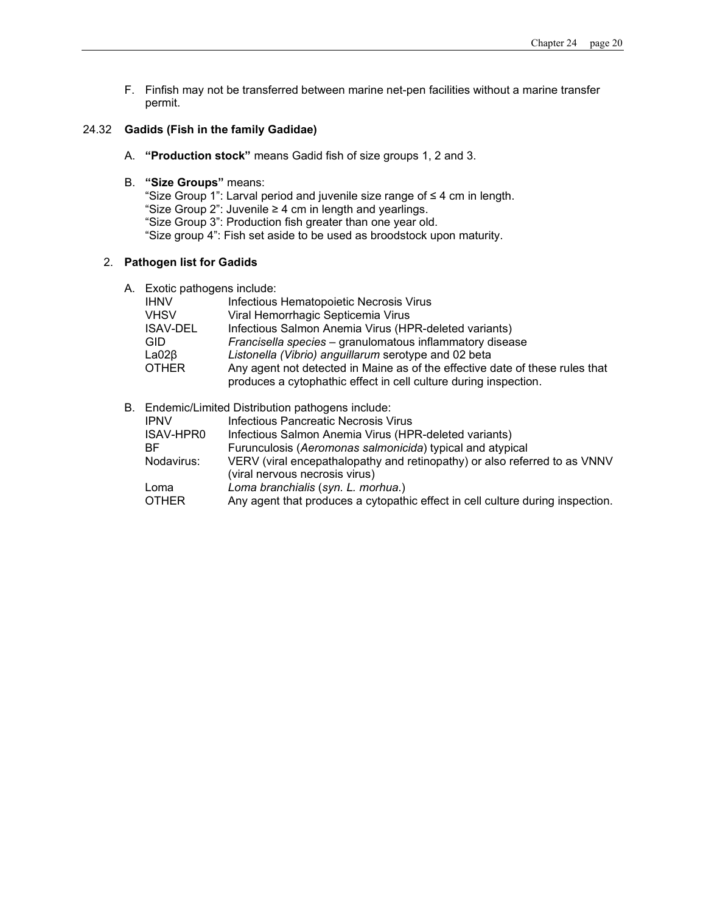F. Finfish may not be transferred between marine net-pen facilities without a marine transfer permit.

## 24.32 **Gadids (Fish in the family Gadidae)**

A. **"Production stock"** means Gadid fish of size groups 1, 2 and 3.

B. **"Size Groups"** means:
"Size Group 1": Larval period and juvenile size range of ≤ 4 cm in length.
"Size Group 2": Juvenile ≥ 4 cm in length and yearlings.
"Size Group 3": Production fish greater than one year old.
"Size group 4": Fish set aside to be used as broodstock upon maturity.

### 2. **Pathogen list for Gadids**

A. Exotic pathogens include:

| | |
|---|---|
| IHNV | Infectious Hematopoietic Necrosis Virus |
| VHSV | Viral Hemorrhagic Septicemia Virus |
| ISAV-DEL | Infectious Salmon Anemia Virus (HPR-deleted variants) |
| GID | *Francisella species* – granulomatous inflammatory disease |
| La02β | *Listonella (Vibrio) anguillarum* serotype and 02 beta |
| OTHER | Any agent not detected in Maine as of the effective date of these rules that produces a cytophathic effect in cell culture during inspection. |

B. Endemic/Limited Distribution pathogens include:

| | |
|---|---|
| IPNV | Infectious Pancreatic Necrosis Virus |
| ISAV-HPR0 | Infectious Salmon Anemia Virus (HPR-deleted variants) |
| BF | Furunculosis (*Aeromonas salmonicida*) typical and atypical |
| Nodavirus: | VERV (viral encepathalopathy and retinopathy) or also referred to as VNNV (viral nervous necrosis virus) |
| Loma | *Loma branchialis* (*syn. L. morhua*.) |
| OTHER | Any agent that produces a cytopathic effect in cell culture during inspection. |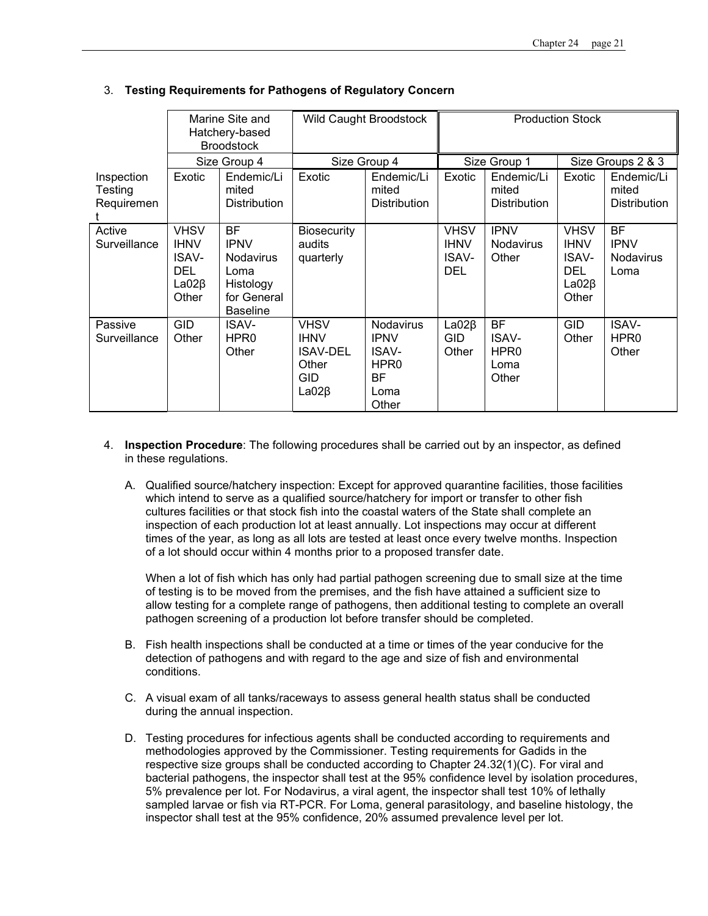3. **Testing Requirements for Pathogens of Regulatory Concern**

| | Marine Site and Hatchery-based Broodstock | | Wild Caught Broodstock | | Production Stock | | | |
|---|---|---|---|---|---|---|---|---|
| | Size Group 4 | | Size Group 4 | | Size Group 1 | | Size Groups 2 & 3 | |
| Inspection Testing Requirement | Exotic | Endemic/Limited Distribution | Exotic | Endemic/Limited Distribution | Exotic | Endemic/Limited Distribution | Exotic | Endemic/Limited Distribution |
| Active Surveillance | VHSV IHNV ISAV-DEL La02β Other | BF IPNV Nodavirus Loma Histology for General Baseline | Biosecurity audits quarterly | | VHSV IHNV ISAV-DEL | IPNV Nodavirus Other | VHSV IHNV ISAV-DEL La02β Other | BF IPNV Nodavirus Loma |
| Passive Surveillance | GID Other | ISAV-HPR0 Other | VHSV IHNV ISAV-DEL Other GID La02β | Nodavirus IPNV ISAV-HPR0 BF Loma Other | La02β GID Other | BF ISAV-HPR0 Loma Other | GID Other | ISAV-HPR0 Other |

4. **Inspection Procedure**: The following procedures shall be carried out by an inspector, as defined in these regulations.

   A. Qualified source/hatchery inspection: Except for approved quarantine facilities, those facilities which intend to serve as a qualified source/hatchery for import or transfer to other fish cultures facilities or that stock fish into the coastal waters of the State shall complete an inspection of each production lot at least annually. Lot inspections may occur at different times of the year, as long as all lots are tested at least once every twelve months. Inspection of a lot should occur within 4 months prior to a proposed transfer date.

      When a lot of fish which has only had partial pathogen screening due to small size at the time of testing is to be moved from the premises, and the fish have attained a sufficient size to allow testing for a complete range of pathogens, then additional testing to complete an overall pathogen screening of a production lot before transfer should be completed.

   B. Fish health inspections shall be conducted at a time or times of the year conducive for the detection of pathogens and with regard to the age and size of fish and environmental conditions.

   C. A visual exam of all tanks/raceways to assess general health status shall be conducted during the annual inspection.

   D. Testing procedures for infectious agents shall be conducted according to requirements and methodologies approved by the Commissioner. Testing requirements for Gadids in the respective size groups shall be conducted according to Chapter 24.32(1)(C). For viral and bacterial pathogens, the inspector shall test at the 95% confidence level by isolation procedures, 5% prevalence per lot. For Nodavirus, a viral agent, the inspector shall test 10% of lethally sampled larvae or fish via RT-PCR. For Loma, general parasitology, and baseline histology, the inspector shall test at the 95% confidence, 20% assumed prevalence level per lot.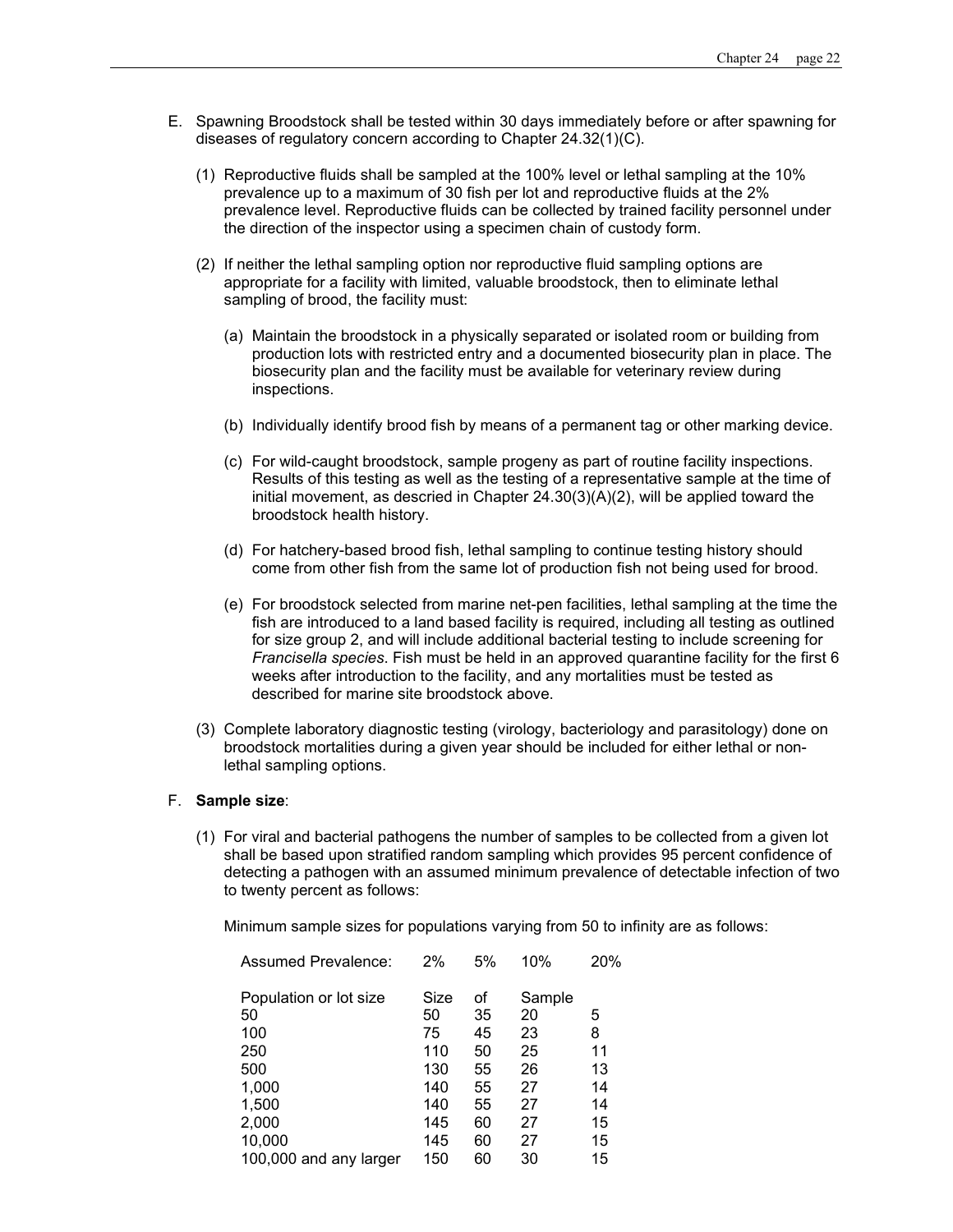E. Spawning Broodstock shall be tested within 30 days immediately before or after spawning for diseases of regulatory concern according to Chapter 24.32(1)(C).

   (1) Reproductive fluids shall be sampled at the 100% level or lethal sampling at the 10% prevalence up to a maximum of 30 fish per lot and reproductive fluids at the 2% prevalence level. Reproductive fluids can be collected by trained facility personnel under the direction of the inspector using a specimen chain of custody form.

   (2) If neither the lethal sampling option nor reproductive fluid sampling options are appropriate for a facility with limited, valuable broodstock, then to eliminate lethal sampling of brood, the facility must:

      (a) Maintain the broodstock in a physically separated or isolated room or building from production lots with restricted entry and a documented biosecurity plan in place. The biosecurity plan and the facility must be available for veterinary review during inspections.

      (b) Individually identify brood fish by means of a permanent tag or other marking device.

      (c) For wild-caught broodstock, sample progeny as part of routine facility inspections. Results of this testing as well as the testing of a representative sample at the time of initial movement, as descried in Chapter 24.30(3)(A)(2), will be applied toward the broodstock health history.

      (d) For hatchery-based brood fish, lethal sampling to continue testing history should come from other fish from the same lot of production fish not being used for brood.

      (e) For broodstock selected from marine net-pen facilities, lethal sampling at the time the fish are introduced to a land based facility is required, including all testing as outlined for size group 2, and will include additional bacterial testing to include screening for *Francisella species*. Fish must be held in an approved quarantine facility for the first 6 weeks after introduction to the facility, and any mortalities must be tested as described for marine site broodstock above.

   (3) Complete laboratory diagnostic testing (virology, bacteriology and parasitology) done on broodstock mortalities during a given year should be included for either lethal or non-lethal sampling options.

F. **Sample size**:

   (1) For viral and bacterial pathogens the number of samples to be collected from a given lot shall be based upon stratified random sampling which provides 95 percent confidence of detecting a pathogen with an assumed minimum prevalence of detectable infection of two to twenty percent as follows:

   Minimum sample sizes for populations varying from 50 to infinity are as follows:

| Assumed Prevalence: | 2% | 5% | 10% | 20% |
|---|---|---|---|---|
| Population or lot size | Size | of | Sample | |
| 50 | 50 | 35 | 20 | 5 |
| 100 | 75 | 45 | 23 | 8 |
| 250 | 110 | 50 | 25 | 11 |
| 500 | 130 | 55 | 26 | 13 |
| 1,000 | 140 | 55 | 27 | 14 |
| 1,500 | 140 | 55 | 27 | 14 |
| 2,000 | 145 | 60 | 27 | 15 |
| 10,000 | 145 | 60 | 27 | 15 |
| 100,000 and any larger | 150 | 60 | 30 | 15 |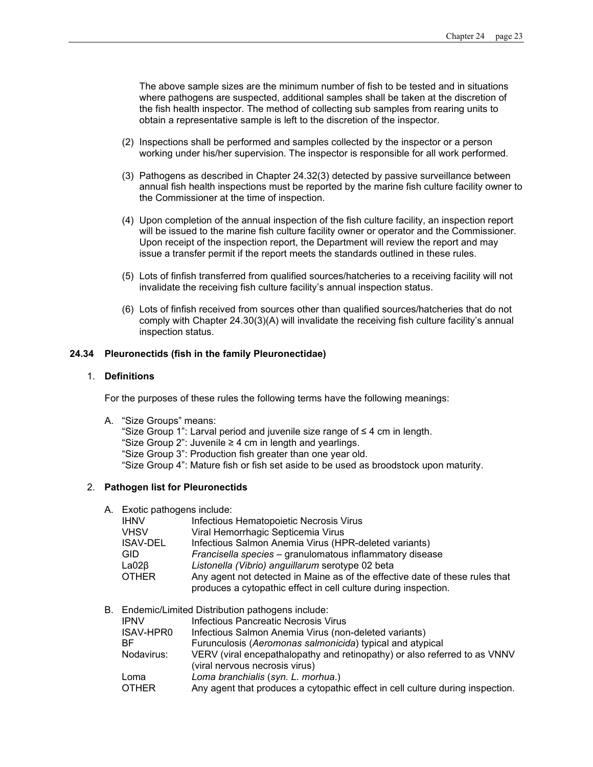The above sample sizes are the minimum number of fish to be tested and in situations where pathogens are suspected, additional samples shall be taken at the discretion of the fish health inspector. The method of collecting sub samples from rearing units to obtain a representative sample is left to the discretion of the inspector.

(2) Inspections shall be performed and samples collected by the inspector or a person working under his/her supervision. The inspector is responsible for all work performed.

(3) Pathogens as described in Chapter 24.32(3) detected by passive surveillance between annual fish health inspections must be reported by the marine fish culture facility owner to the Commissioner at the time of inspection.

(4) Upon completion of the annual inspection of the fish culture facility, an inspection report will be issued to the marine fish culture facility owner or operator and the Commissioner. Upon receipt of the inspection report, the Department will review the report and may issue a transfer permit if the report meets the standards outlined in these rules.

(5) Lots of finfish transferred from qualified sources/hatcheries to a receiving facility will not invalidate the receiving fish culture facility's annual inspection status.

(6) Lots of finfish received from sources other than qualified sources/hatcheries that do not comply with Chapter 24.30(3)(A) will invalidate the receiving fish culture facility's annual inspection status.

**24.34 Pleuronectids (fish in the family Pleuronectidae)**

1. **Definitions**

   For the purposes of these rules the following terms have the following meanings:

   A. "Size Groups" means:
      "Size Group 1": Larval period and juvenile size range of ≤ 4 cm in length.
      "Size Group 2": Juvenile ≥ 4 cm in length and yearlings.
      "Size Group 3": Production fish greater than one year old.
      "Size Group 4": Mature fish or fish set aside to be used as broodstock upon maturity.

2. **Pathogen list for Pleuronectids**

   A. Exotic pathogens include:

| | |
|---|---|
| IHNV | Infectious Hematopoietic Necrosis Virus |
| VHSV | Viral Hemorrhagic Septicemia Virus |
| ISAV-DEL | Infectious Salmon Anemia Virus (HPR-deleted variants) |
| GID | *Francisella species* – granulomatous inflammatory disease |
| La02β | *Listonella (Vibrio) anguillarum* serotype 02 beta |
| OTHER | Any agent not detected in Maine as of the effective date of these rules that produces a cytopathic effect in cell culture during inspection. |

   B. Endemic/Limited Distribution pathogens include:

| | |
|---|---|
| IPNV | Infectious Pancreatic Necrosis Virus |
| ISAV-HPR0 | Infectious Salmon Anemia Virus (non-deleted variants) |
| BF | Furunculosis (*Aeromonas salmonicida*) typical and atypical |
| Nodavirus: | VERV (viral encepathalopathy and retinopathy) or also referred to as VNNV (viral nervous necrosis virus) |
| Loma | *Loma branchialis* (*syn. L. morhua*.) |
| OTHER | Any agent that produces a cytopathic effect in cell culture during inspection. |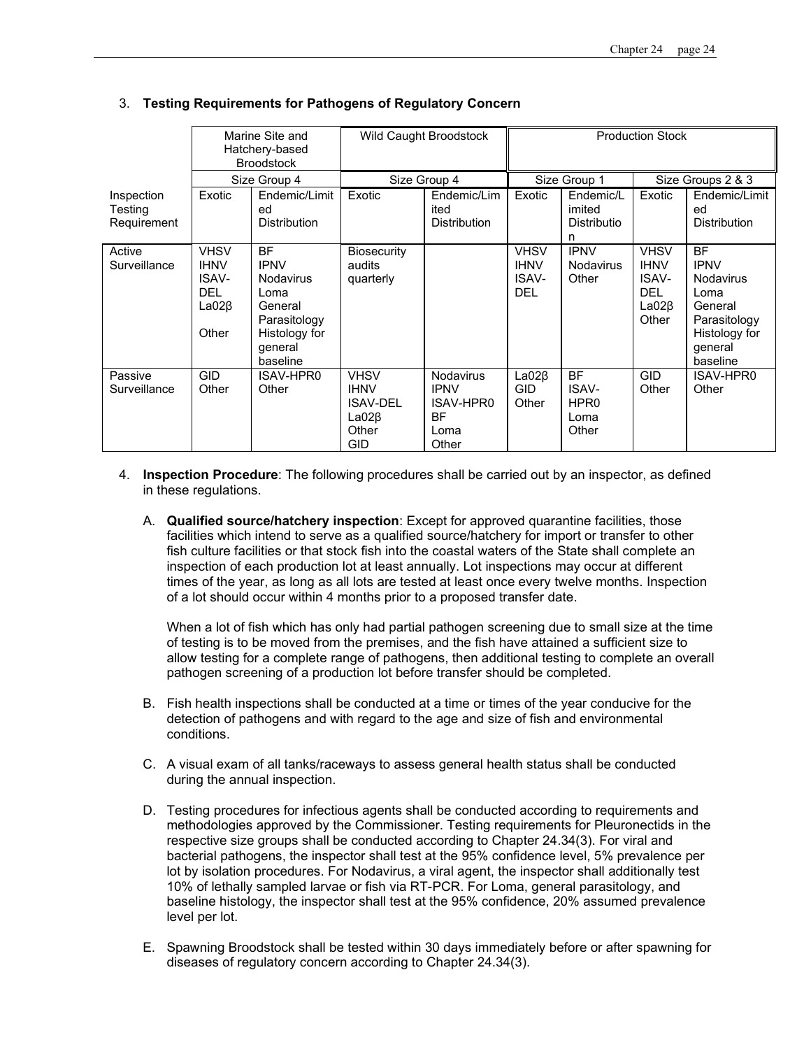3. **Testing Requirements for Pathogens of Regulatory Concern**

| | Marine Site and Hatchery-based Broodstock | | Wild Caught Broodstock | | Production Stock | | | |
|---|---|---|---|---|---|---|---|---|
| | Size Group 4 | | Size Group 4 | | Size Group 1 | | Size Groups 2 & 3 | |
| Inspection Testing Requirement | Exotic | Endemic/Limited Distribution | Exotic | Endemic/Limited Distribution | Exotic | Endemic/Limited Distribution | Exotic | Endemic/Limited Distribution |
| Active Surveillance | VHSV<br>IHNV<br>ISAV-DEL<br>La02β<br>Other | BF<br>IPNV<br>Nodavirus<br>Loma<br>General Parasitology<br>Histology for general baseline | Biosecurity audits quarterly | | VHSV<br>IHNV<br>ISAV-DEL | IPNV<br>Nodavirus<br>Other | VHSV<br>IHNV<br>ISAV-DEL<br>La02β<br>Other | BF<br>IPNV<br>Nodavirus<br>Loma<br>General Parasitology<br>Histology for general baseline |
| Passive Surveillance | GID<br>Other | ISAV-HPR0<br>Other | VHSV<br>IHNV<br>ISAV-DEL<br>La02β<br>Other<br>GID | Nodavirus<br>IPNV<br>ISAV-HPR0<br>BF<br>Loma<br>Other | La02β<br>GID<br>Other | BF<br>ISAV-HPR0<br>Loma<br>Other | GID<br>Other | ISAV-HPR0<br>Other |

4. **Inspection Procedure**: The following procedures shall be carried out by an inspector, as defined in these regulations.

   A. **Qualified source/hatchery inspection**: Except for approved quarantine facilities, those facilities which intend to serve as a qualified source/hatchery for import or transfer to other fish culture facilities or that stock fish into the coastal waters of the State shall complete an inspection of each production lot at least annually. Lot inspections may occur at different times of the year, as long as all lots are tested at least once every twelve months. Inspection of a lot should occur within 4 months prior to a proposed transfer date.

      When a lot of fish which has only had partial pathogen screening due to small size at the time of testing is to be moved from the premises, and the fish have attained a sufficient size to allow testing for a complete range of pathogens, then additional testing to complete an overall pathogen screening of a production lot before transfer should be completed.

   B. Fish health inspections shall be conducted at a time or times of the year conducive for the detection of pathogens and with regard to the age and size of fish and environmental conditions.

   C. A visual exam of all tanks/raceways to assess general health status shall be conducted during the annual inspection.

   D. Testing procedures for infectious agents shall be conducted according to requirements and methodologies approved by the Commissioner. Testing requirements for Pleuronectids in the respective size groups shall be conducted according to Chapter 24.34(3). For viral and bacterial pathogens, the inspector shall test at the 95% confidence level, 5% prevalence per lot by isolation procedures. For Nodavirus, a viral agent, the inspector shall additionally test 10% of lethally sampled larvae or fish via RT-PCR. For Loma, general parasitology, and baseline histology, the inspector shall test at the 95% confidence, 20% assumed prevalence level per lot.

   E. Spawning Broodstock shall be tested within 30 days immediately before or after spawning for diseases of regulatory concern according to Chapter 24.34(3).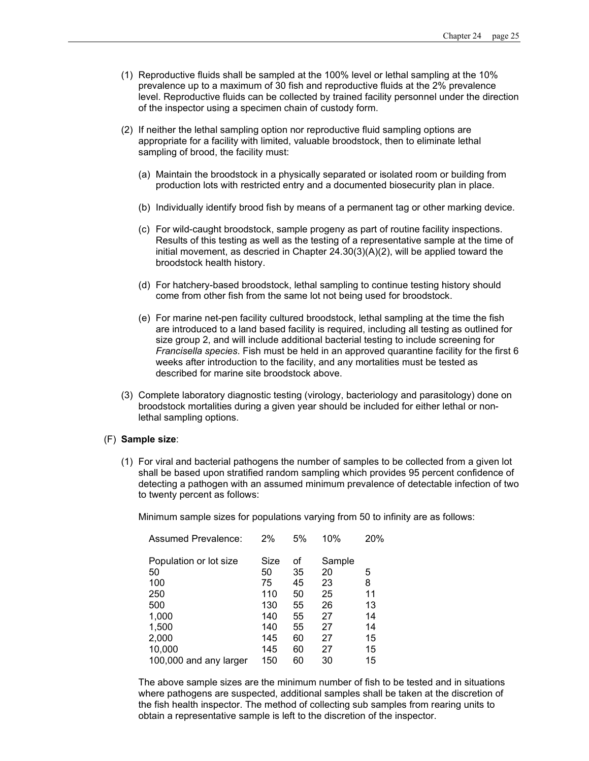(1) Reproductive fluids shall be sampled at the 100% level or lethal sampling at the 10% prevalence up to a maximum of 30 fish and reproductive fluids at the 2% prevalence level. Reproductive fluids can be collected by trained facility personnel under the direction of the inspector using a specimen chain of custody form.

(2) If neither the lethal sampling option nor reproductive fluid sampling options are appropriate for a facility with limited, valuable broodstock, then to eliminate lethal sampling of brood, the facility must:

(a) Maintain the broodstock in a physically separated or isolated room or building from production lots with restricted entry and a documented biosecurity plan in place.

(b) Individually identify brood fish by means of a permanent tag or other marking device.

(c) For wild-caught broodstock, sample progeny as part of routine facility inspections. Results of this testing as well as the testing of a representative sample at the time of initial movement, as descried in Chapter 24.30(3)(A)(2), will be applied toward the broodstock health history.

(d) For hatchery-based broodstock, lethal sampling to continue testing history should come from other fish from the same lot not being used for broodstock.

(e) For marine net-pen facility cultured broodstock, lethal sampling at the time the fish are introduced to a land based facility is required, including all testing as outlined for size group 2, and will include additional bacterial testing to include screening for *Francisella species*. Fish must be held in an approved quarantine facility for the first 6 weeks after introduction to the facility, and any mortalities must be tested as described for marine site broodstock above.

(3) Complete laboratory diagnostic testing (virology, bacteriology and parasitology) done on broodstock mortalities during a given year should be included for either lethal or non-lethal sampling options.

(F) **Sample size**:

(1) For viral and bacterial pathogens the number of samples to be collected from a given lot shall be based upon stratified random sampling which provides 95 percent confidence of detecting a pathogen with an assumed minimum prevalence of detectable infection of two to twenty percent as follows:

Minimum sample sizes for populations varying from 50 to infinity are as follows:

| Assumed Prevalence: | 2% | 5% | 10% | 20% |
|---|---|---|---|---|
| Population or lot size | Size | of | Sample | |
| 50 | 50 | 35 | 20 | 5 |
| 100 | 75 | 45 | 23 | 8 |
| 250 | 110 | 50 | 25 | 11 |
| 500 | 130 | 55 | 26 | 13 |
| 1,000 | 140 | 55 | 27 | 14 |
| 1,500 | 140 | 55 | 27 | 14 |
| 2,000 | 145 | 60 | 27 | 15 |
| 10,000 | 145 | 60 | 27 | 15 |
| 100,000 and any larger | 150 | 60 | 30 | 15 |

The above sample sizes are the minimum number of fish to be tested and in situations where pathogens are suspected, additional samples shall be taken at the discretion of the fish health inspector. The method of collecting sub samples from rearing units to obtain a representative sample is left to the discretion of the inspector.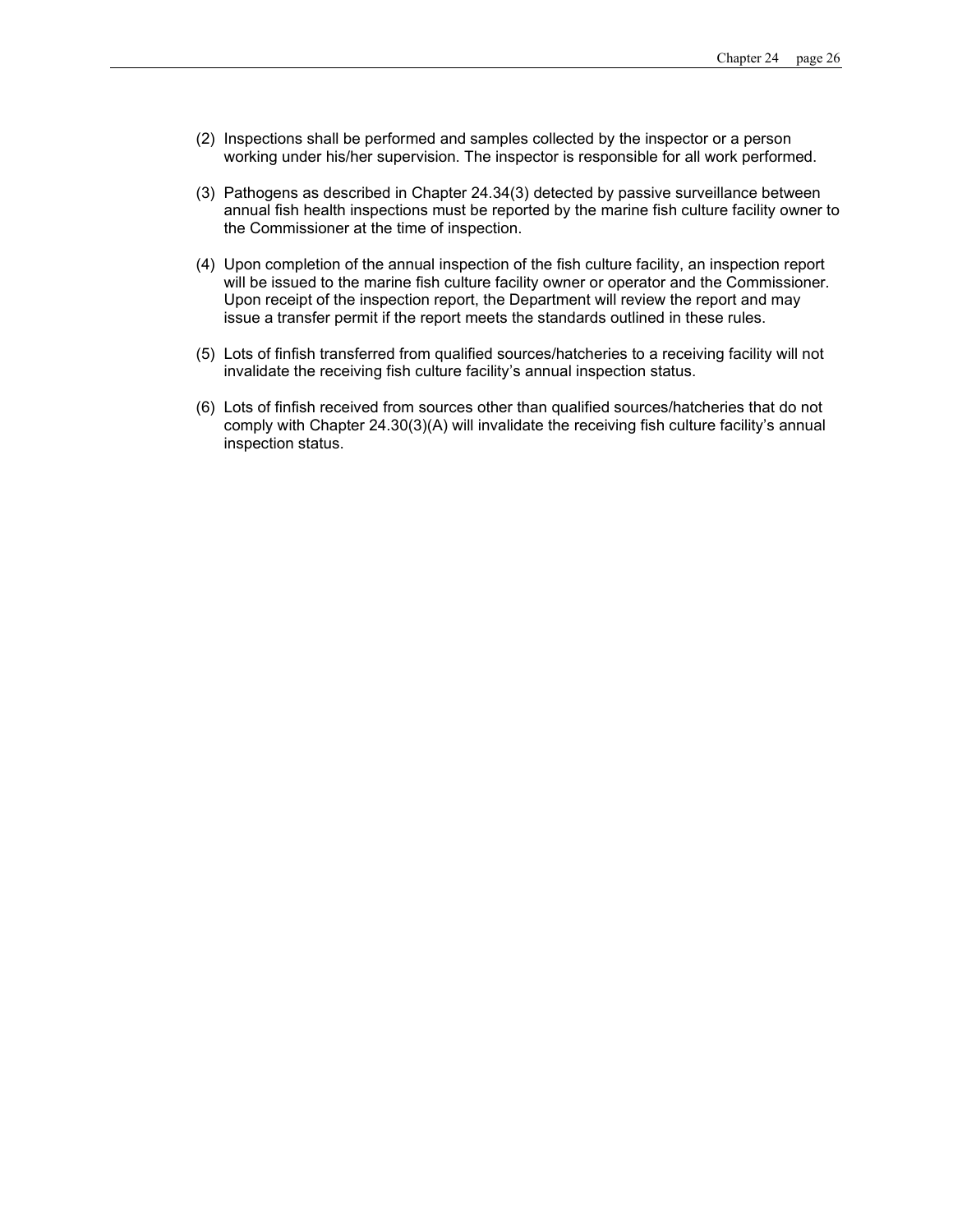(2) Inspections shall be performed and samples collected by the inspector or a person working under his/her supervision. The inspector is responsible for all work performed.

(3) Pathogens as described in Chapter 24.34(3) detected by passive surveillance between annual fish health inspections must be reported by the marine fish culture facility owner to the Commissioner at the time of inspection.

(4) Upon completion of the annual inspection of the fish culture facility, an inspection report will be issued to the marine fish culture facility owner or operator and the Commissioner. Upon receipt of the inspection report, the Department will review the report and may issue a transfer permit if the report meets the standards outlined in these rules.

(5) Lots of finfish transferred from qualified sources/hatcheries to a receiving facility will not invalidate the receiving fish culture facility's annual inspection status.

(6) Lots of finfish received from sources other than qualified sources/hatcheries that do not comply with Chapter 24.30(3)(A) will invalidate the receiving fish culture facility's annual inspection status.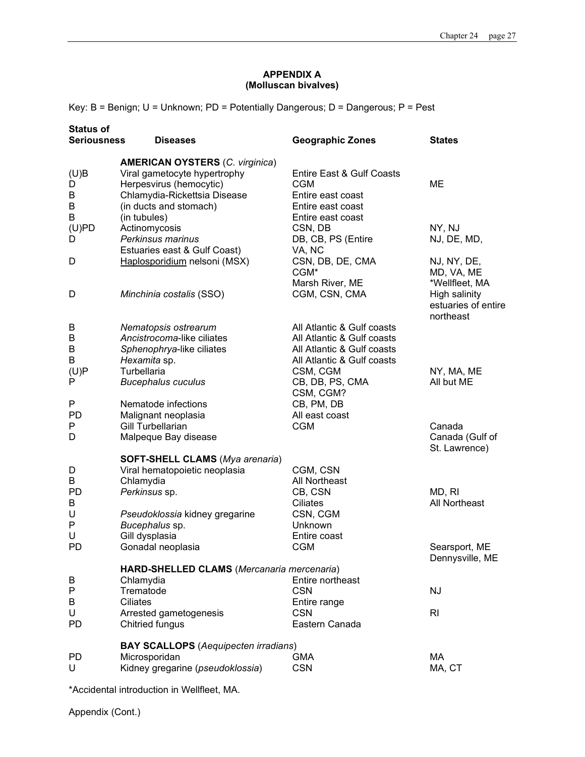# APPENDIX A
## (Molluscan bivalves)

Key: B = Benign; U = Unknown; PD = Potentially Dangerous; D = Dangerous; P = Pest

| Status of Seriousness | Diseases | Geographic Zones | States |
|---|---|---|---|
| | **AMERICAN OYSTERS** (*C. virginica*) | | |
| (U)B | Viral gametocyte hypertrophy | Entire East & Gulf Coasts | |
| D | Herpesvirus (hemocytic) | CGM | ME |
| B | Chlamydia-Rickettsia Disease | Entire east coast | |
| B | (in ducts and stomach) | Entire east coast | |
| B | (in tubules) | Entire east coast | |
| (U)PD | Actinomycosis | CSN, DB | NY, NJ |
| D | *Perkinsus marinus* Estuaries east & Gulf Coast) | DB, CB, PS (Entire VA, NC | NJ, DE, MD, |
| D | Haplosporidium nelsoni (MSX) | CSN, DB, DE, CMA CGM* Marsh River, ME | NJ, NY, DE, MD, VA, ME *Wellfleet, MA |
| D | *Minchinia costalis* (SSO) | CGM, CSN, CMA | High salinity estuaries of entire northeast |
| B | *Nematopsis ostrearum* | All Atlantic & Gulf coasts | |
| B | *Ancistrocoma*-like ciliates | All Atlantic & Gulf coasts | |
| B | *Sphenophrya*-like ciliates | All Atlantic & Gulf coasts | |
| B | *Hexamita* sp. | All Atlantic & Gulf coasts | |
| (U)P | Turbellaria | CSM, CGM | NY, MA, ME |
| P | *Bucephalus cuculus* | CB, DB, PS, CMA CSM, CGM? | All but ME |
| P | Nematode infections | CB, PM, DB | |
| PD | Malignant neoplasia | All east coast | |
| P | Gill Turbellarian | CGM | Canada |
| D | Malpeque Bay disease | | Canada (Gulf of St. Lawrence) |
| | **SOFT-SHELL CLAMS** (*Mya arenaria*) | | |
| D | Viral hematopoietic neoplasia | CGM, CSN | |
| B | Chlamydia | All Northeast | |
| PD | *Perkinsus* sp. | CB, CSN | MD, RI |
| B | | Ciliates | All Northeast |
| U | *Pseudoklossia* kidney gregarine | CSN, CGM | |
| P | *Bucephalus* sp. | Unknown | |
| U | Gill dysplasia | Entire coast | |
| PD | Gonadal neoplasia | CGM | Searsport, ME Dennysville, ME |
| | **HARD-SHELLED CLAMS** (*Mercanaria mercenaria*) | | |
| B | Chlamydia | Entire northeast | |
| P | Trematode | CSN | NJ |
| B | Ciliates | Entire range | |
| U | Arrested gametogenesis | CSN | RI |
| PD | Chitried fungus | Eastern Canada | |
| | **BAY SCALLOPS** (*Aequipecten irradians*) | | |
| PD | Microsporidan | GMA | MA |
| U | Kidney gregarine (*pseudoklossia*) | CSN | MA, CT |

*Accidental introduction in Wellfleet, MA.

Appendix (Cont.)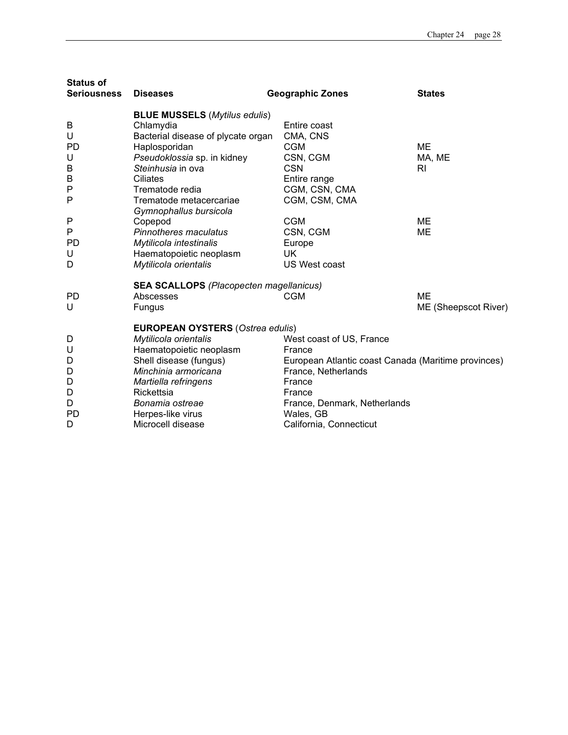| Status of Seriousness | Diseases | Geographic Zones | States |
|---|---|---|---|
| | **BLUE MUSSELS** (*Mytilus edulis*) | | |
| B | Chlamydia | Entire coast | |
| U | Bacterial disease of plycate organ | CMA, CNS | |
| PD | Haplosporidan | CGM | ME |
| U | *Pseudoklossia* sp. in kidney | CSN, CGM | MA, ME |
| B | *Steinhusia* in ova | CSN | RI |
| B | Ciliates | Entire range | |
| P | Trematode redia | CGM, CSN, CMA | |
| P | Trematode metacercariae *Gymnophallus bursicola* | CGM, CSM, CMA | |
| P | Copepod | CGM | ME |
| P | *Pinnotheres maculatus* | CSN, CGM | ME |
| PD | *Mytilicola intestinalis* | Europe | |
| U | Haematopoietic neoplasm | UK | |
| D | *Mytilicola orientalis* | US West coast | |
| | **SEA SCALLOPS** *(Placopecten magellanicus)* | | |
| PD | Abscesses | CGM | ME |
| U | Fungus | | ME (Sheepscot River) |
| | **EUROPEAN OYSTERS** (*Ostrea edulis*) | | |
| D | *Mytilicola orientalis* | West coast of US, France | |
| U | Haematopoietic neoplasm | France | |
| D | Shell disease (fungus) | European Atlantic coast Canada (Maritime provinces) | |
| D | *Minchinia armoricana* | France, Netherlands | |
| D | *Martiella refringens* | France | |
| D | Rickettsia | France | |
| D | *Bonamia ostreae* | France, Denmark, Netherlands | |
| PD | Herpes-like virus | Wales, GB | |
| D | Microcell disease | California, Connecticut | |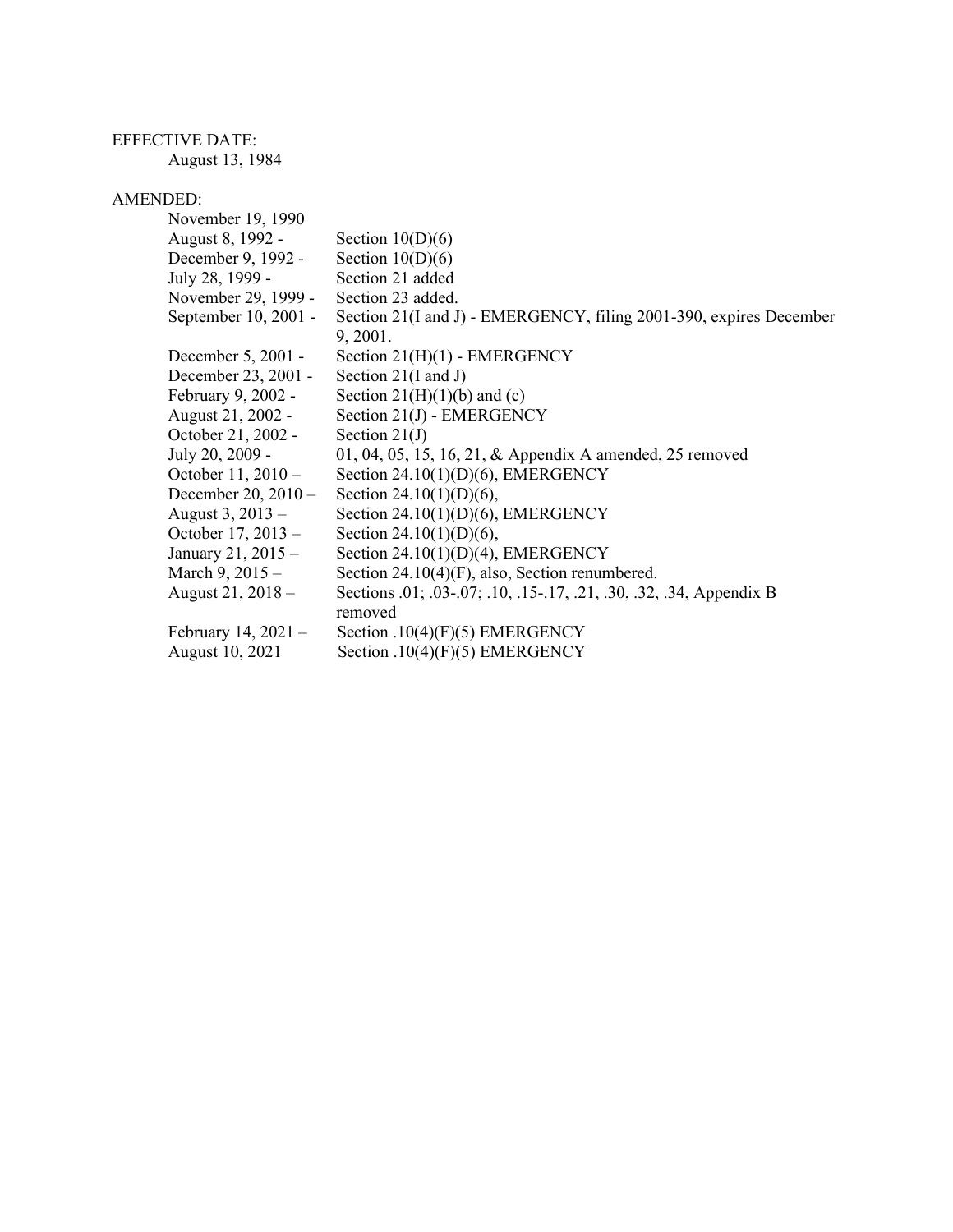EFFECTIVE DATE:

August 13, 1984

AMENDED:

| | |
|---|---|
| November 19, 1990 | |
| August 8, 1992 - | Section 10(D)(6) |
| December 9, 1992 - | Section 10(D)(6) |
| July 28, 1999 - | Section 21 added |
| November 29, 1999 - | Section 23 added. |
| September 10, 2001 - | Section 21(I and J) - EMERGENCY, filing 2001-390, expires December 9, 2001. |
| December 5, 2001 - | Section 21(H)(1) - EMERGENCY |
| December 23, 2001 - | Section 21(I and J) |
| February 9, 2002 - | Section 21(H)(1)(b) and (c) |
| August 21, 2002 - | Section 21(J) - EMERGENCY |
| October 21, 2002 - | Section 21(J) |
| July 20, 2009 - | 01, 04, 05, 15, 16, 21, & Appendix A amended, 25 removed |
| October 11, 2010 – | Section 24.10(1)(D)(6), EMERGENCY |
| December 20, 2010 – | Section 24.10(1)(D)(6), |
| August 3, 2013 – | Section 24.10(1)(D)(6), EMERGENCY |
| October 17, 2013 – | Section 24.10(1)(D)(6), |
| January 21, 2015 – | Section 24.10(1)(D)(4), EMERGENCY |
| March 9, 2015 – | Section 24.10(4)(F), also, Section renumbered. |
| August 21, 2018 – | Sections .01; .03-.07; .10, .15-.17, .21, .30, .32, .34, Appendix B removed |
| February 14, 2021 – | Section .10(4)(F)(5) EMERGENCY |
| August 10, 2021 | Section .10(4)(F)(5) EMERGENCY |